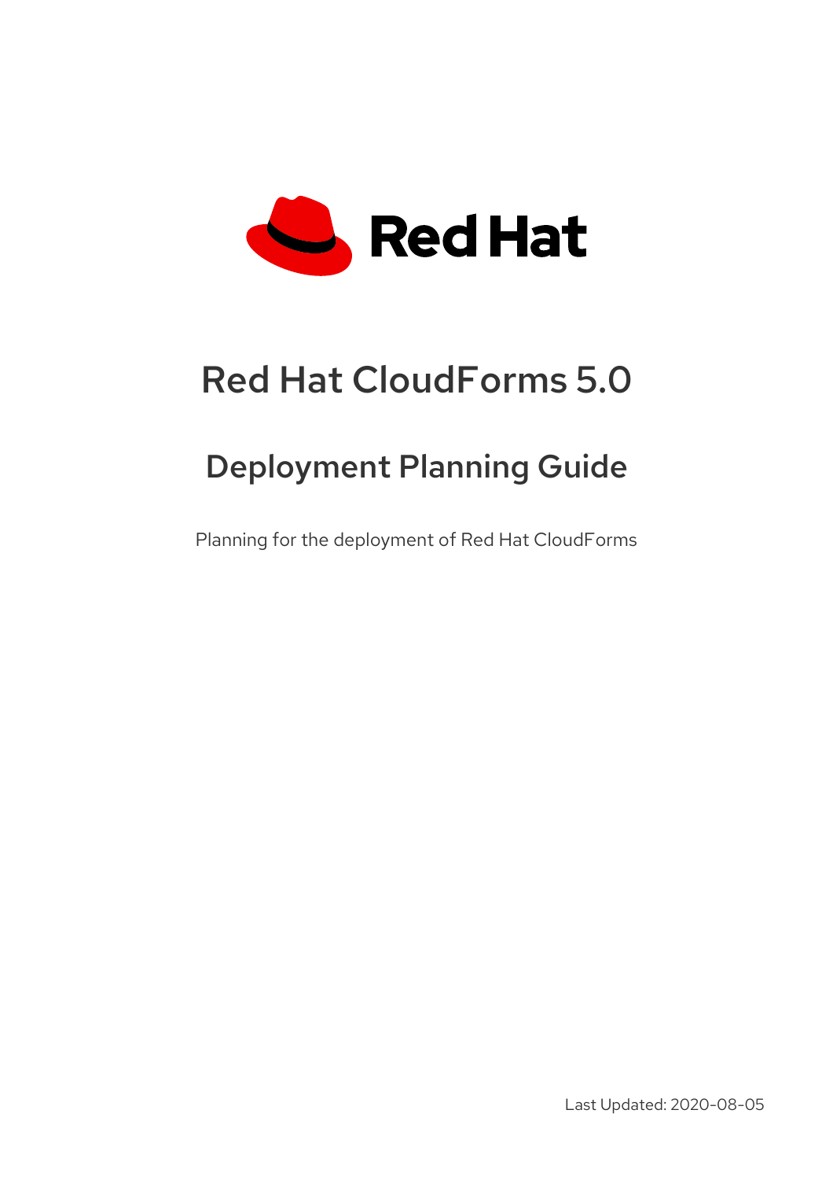# Red Hat CloudForms 5.0

## Deployment Planning Guide

Planning for the deployment of Red Hat CloudForms

Last Updated: 2020-08-05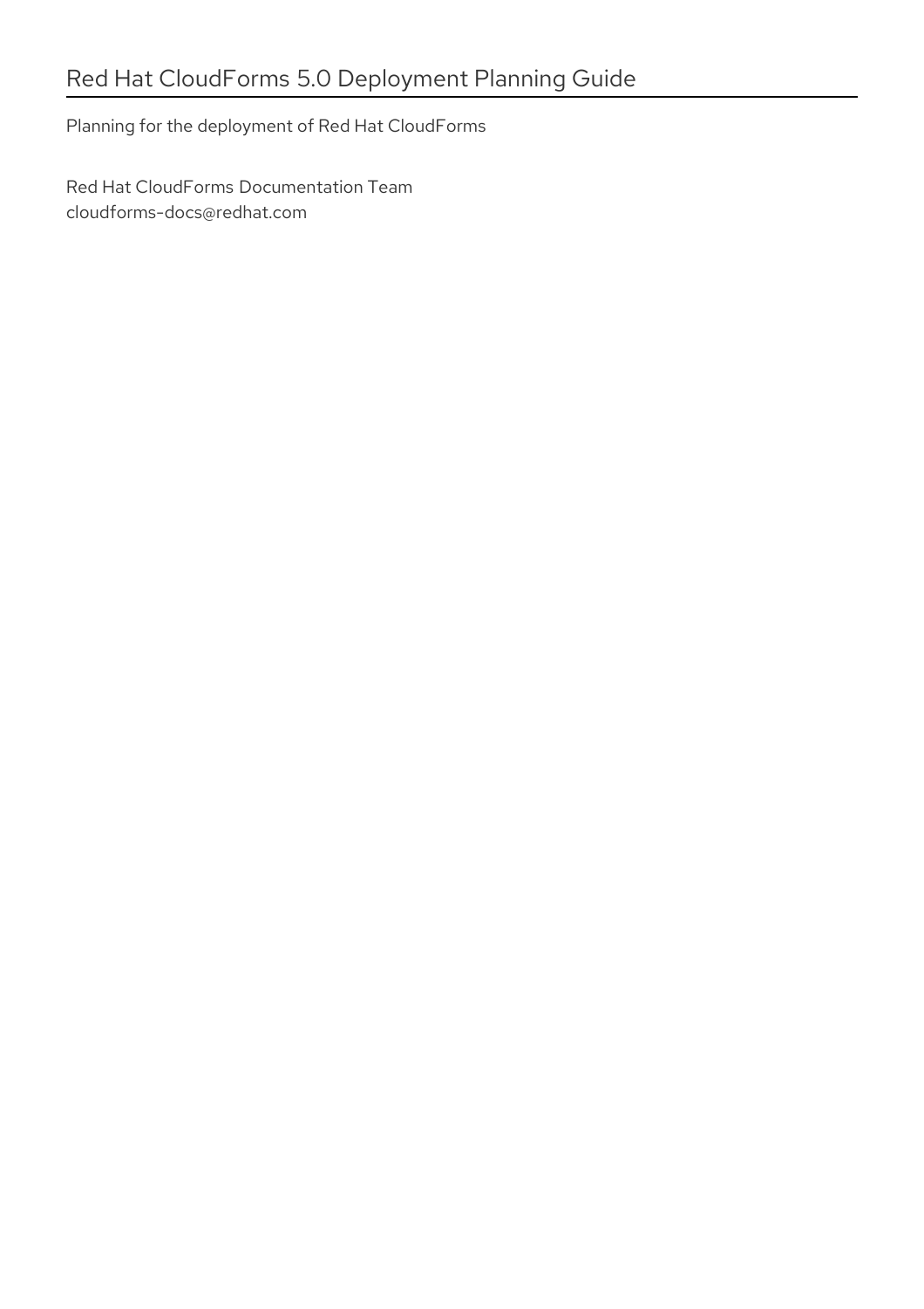# Red Hat CloudForms 5.0 Deployment Planning Guide

Planning for the deployment of Red Hat CloudForms

Red Hat CloudForms Documentation Team
cloudforms-docs@redhat.com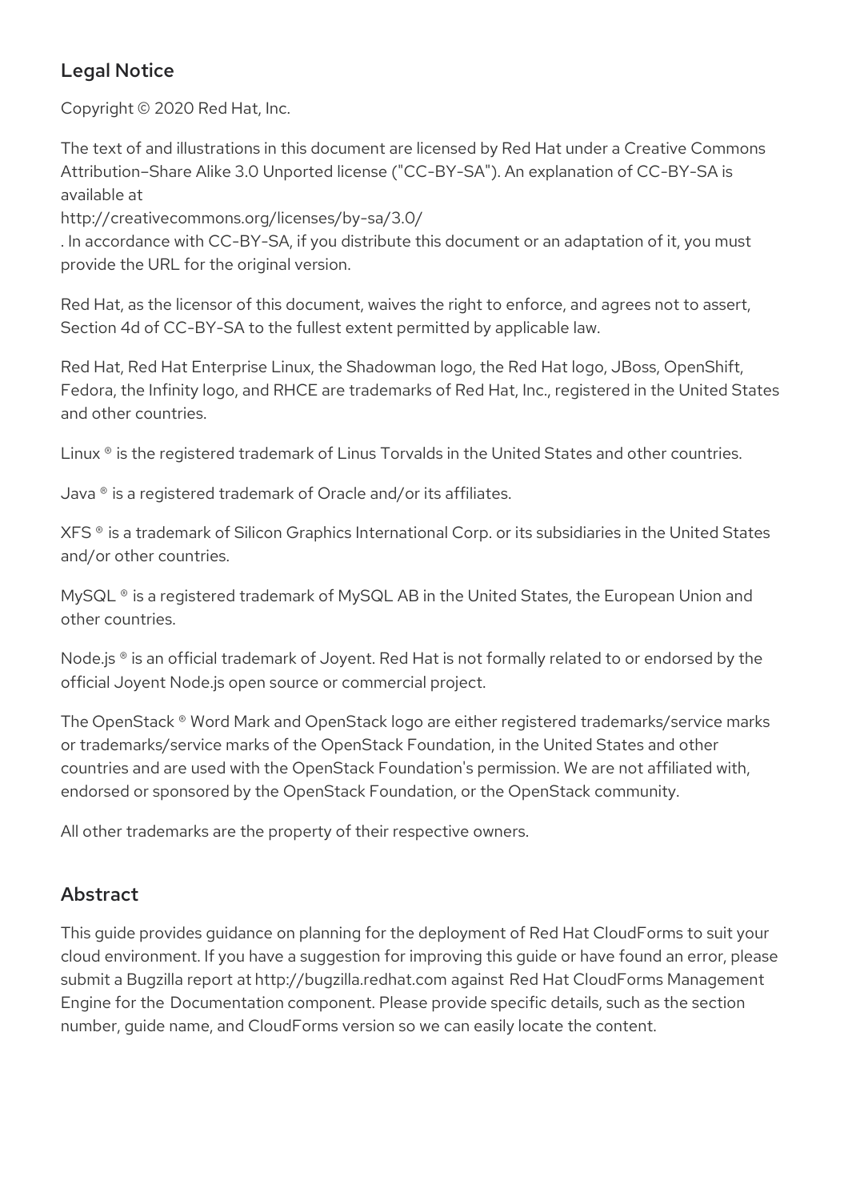## Legal Notice

Copyright © 2020 Red Hat, Inc.

The text of and illustrations in this document are licensed by Red Hat under a Creative Commons Attribution–Share Alike 3.0 Unported license ("CC-BY-SA"). An explanation of CC-BY-SA is available at
http://creativecommons.org/licenses/by-sa/3.0/
. In accordance with CC-BY-SA, if you distribute this document or an adaptation of it, you must provide the URL for the original version.

Red Hat, as the licensor of this document, waives the right to enforce, and agrees not to assert, Section 4d of CC-BY-SA to the fullest extent permitted by applicable law.

Red Hat, Red Hat Enterprise Linux, the Shadowman logo, the Red Hat logo, JBoss, OpenShift, Fedora, the Infinity logo, and RHCE are trademarks of Red Hat, Inc., registered in the United States and other countries.

Linux ® is the registered trademark of Linus Torvalds in the United States and other countries.

Java ® is a registered trademark of Oracle and/or its affiliates.

XFS ® is a trademark of Silicon Graphics International Corp. or its subsidiaries in the United States and/or other countries.

MySQL ® is a registered trademark of MySQL AB in the United States, the European Union and other countries.

Node.js ® is an official trademark of Joyent. Red Hat is not formally related to or endorsed by the official Joyent Node.js open source or commercial project.

The OpenStack ® Word Mark and OpenStack logo are either registered trademarks/service marks or trademarks/service marks of the OpenStack Foundation, in the United States and other countries and are used with the OpenStack Foundation's permission. We are not affiliated with, endorsed or sponsored by the OpenStack Foundation, or the OpenStack community.

All other trademarks are the property of their respective owners.

## Abstract

This guide provides guidance on planning for the deployment of Red Hat CloudForms to suit your cloud environment. If you have a suggestion for improving this guide or have found an error, please submit a Bugzilla report at http://bugzilla.redhat.com against Red Hat CloudForms Management Engine for the Documentation component. Please provide specific details, such as the section number, guide name, and CloudForms version so we can easily locate the content.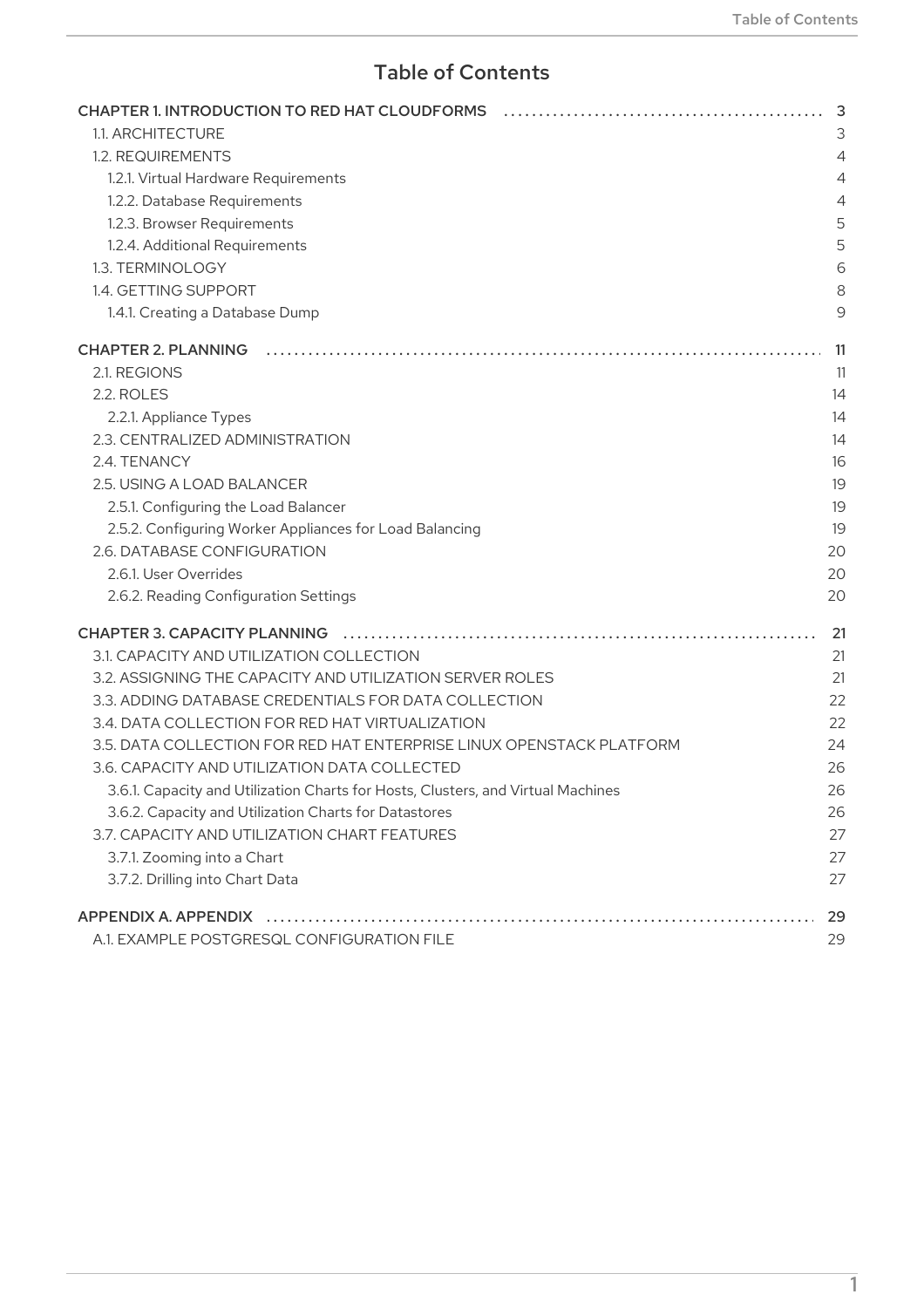# Table of Contents

- CHAPTER 1. INTRODUCTION TO RED HAT CLOUDFORMS ........ 3
  - 1.1. ARCHITECTURE ........ 3
  - 1.2. REQUIREMENTS ........ 4
    - 1.2.1. Virtual Hardware Requirements ........ 4
    - 1.2.2. Database Requirements ........ 4
    - 1.2.3. Browser Requirements ........ 5
    - 1.2.4. Additional Requirements ........ 5
  - 1.3. TERMINOLOGY ........ 6
  - 1.4. GETTING SUPPORT ........ 8
    - 1.4.1. Creating a Database Dump ........ 9
- CHAPTER 2. PLANNING ........ 11
  - 2.1. REGIONS ........ 11
  - 2.2. ROLES ........ 14
    - 2.2.1. Appliance Types ........ 14
  - 2.3. CENTRALIZED ADMINISTRATION ........ 14
  - 2.4. TENANCY ........ 16
  - 2.5. USING A LOAD BALANCER ........ 19
    - 2.5.1. Configuring the Load Balancer ........ 19
    - 2.5.2. Configuring Worker Appliances for Load Balancing ........ 19
  - 2.6. DATABASE CONFIGURATION ........ 20
    - 2.6.1. User Overrides ........ 20
    - 2.6.2. Reading Configuration Settings ........ 20
- CHAPTER 3. CAPACITY PLANNING ........ 21
  - 3.1. CAPACITY AND UTILIZATION COLLECTION ........ 21
  - 3.2. ASSIGNING THE CAPACITY AND UTILIZATION SERVER ROLES ........ 21
  - 3.3. ADDING DATABASE CREDENTIALS FOR DATA COLLECTION ........ 22
  - 3.4. DATA COLLECTION FOR RED HAT VIRTUALIZATION ........ 22
  - 3.5. DATA COLLECTION FOR RED HAT ENTERPRISE LINUX OPENSTACK PLATFORM ........ 24
  - 3.6. CAPACITY AND UTILIZATION DATA COLLECTED ........ 26
    - 3.6.1. Capacity and Utilization Charts for Hosts, Clusters, and Virtual Machines ........ 26
    - 3.6.2. Capacity and Utilization Charts for Datastores ........ 26
  - 3.7. CAPACITY AND UTILIZATION CHART FEATURES ........ 27
    - 3.7.1. Zooming into a Chart ........ 27
    - 3.7.2. Drilling into Chart Data ........ 27
- APPENDIX A. APPENDIX ........ 29
  - A.1. EXAMPLE POSTGRESQL CONFIGURATION FILE ........ 29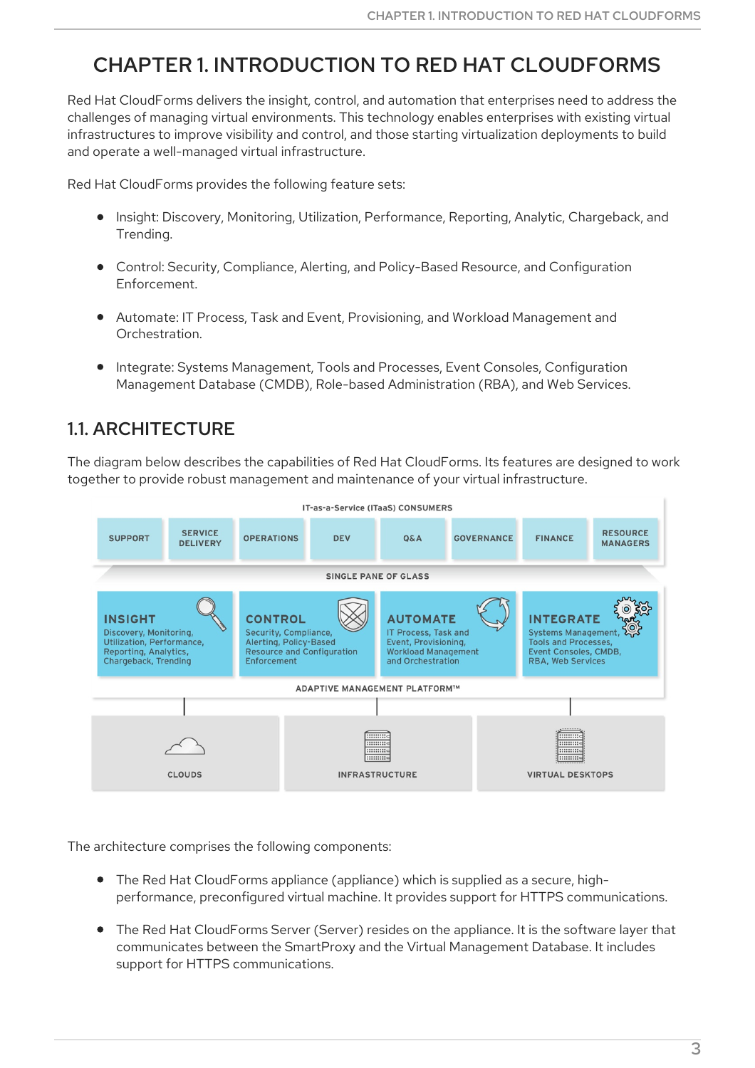# CHAPTER 1. INTRODUCTION TO RED HAT CLOUDFORMS

Red Hat CloudForms delivers the insight, control, and automation that enterprises need to address the challenges of managing virtual environments. This technology enables enterprises with existing virtual infrastructures to improve visibility and control, and those starting virtualization deployments to build and operate a well-managed virtual infrastructure.

Red Hat CloudForms provides the following feature sets:

- Insight: Discovery, Monitoring, Utilization, Performance, Reporting, Analytic, Chargeback, and Trending.
- Control: Security, Compliance, Alerting, and Policy-Based Resource, and Configuration Enforcement.
- Automate: IT Process, Task and Event, Provisioning, and Workload Management and Orchestration.
- Integrate: Systems Management, Tools and Processes, Event Consoles, Configuration Management Database (CMDB), Role-based Administration (RBA), and Web Services.

## 1.1. ARCHITECTURE

The diagram below describes the capabilities of Red Hat CloudForms. Its features are designed to work together to provide robust management and maintenance of your virtual infrastructure.

IT-as-a-Service (ITaaS) CONSUMERS

SUPPORT | SERVICE DELIVERY | OPERATIONS | DEV | Q&A | GOVERNANCE | FINANCE | RESOURCE MANAGERS

SINGLE PANE OF GLASS

**INSIGHT** Discovery, Monitoring, Utilization, Performance, Reporting, Analytics, Chargeback, Trending

**CONTROL** Security, Compliance, Alerting, Policy-Based Resource and Configuration Enforcement

**AUTOMATE** IT Process, Task and Event, Provisioning, Workload Management and Orchestration

**INTEGRATE** Systems Management, Tools and Processes, Event Consoles, CMDB, RBA, Web Services

ADAPTIVE MANAGEMENT PLATFORM™

CLOUDS | INFRASTRUCTURE | VIRTUAL DESKTOPS

The architecture comprises the following components:

- The Red Hat CloudForms appliance (appliance) which is supplied as a secure, high-performance, preconfigured virtual machine. It provides support for HTTPS communications.
- The Red Hat CloudForms Server (Server) resides on the appliance. It is the software layer that communicates between the SmartProxy and the Virtual Management Database. It includes support for HTTPS communications.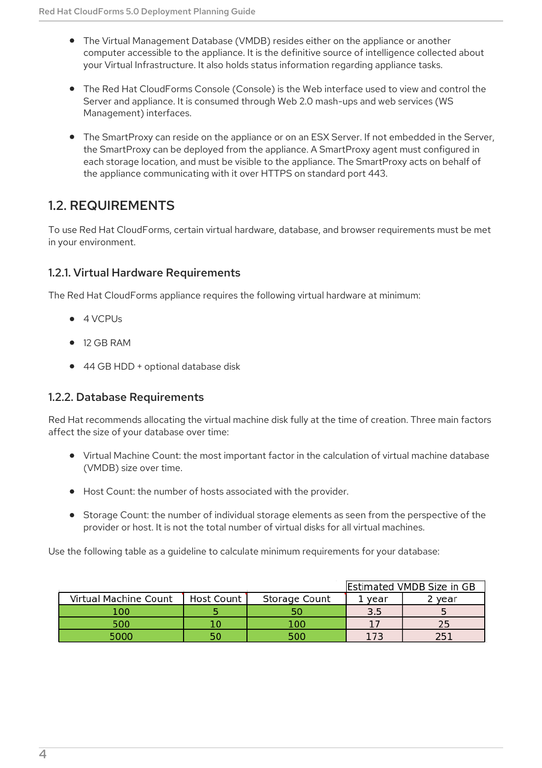- The Virtual Management Database (VMDB) resides either on the appliance or another computer accessible to the appliance. It is the definitive source of intelligence collected about your Virtual Infrastructure. It also holds status information regarding appliance tasks.

- The Red Hat CloudForms Console (Console) is the Web interface used to view and control the Server and appliance. It is consumed through Web 2.0 mash-ups and web services (WS Management) interfaces.

- The SmartProxy can reside on the appliance or on an ESX Server. If not embedded in the Server, the SmartProxy can be deployed from the appliance. A SmartProxy agent must configured in each storage location, and must be visible to the appliance. The SmartProxy acts on behalf of the appliance communicating with it over HTTPS on standard port 443.

## 1.2. REQUIREMENTS

To use Red Hat CloudForms, certain virtual hardware, database, and browser requirements must be met in your environment.

### 1.2.1. Virtual Hardware Requirements

The Red Hat CloudForms appliance requires the following virtual hardware at minimum:

- 4 VCPUs

- 12 GB RAM

- 44 GB HDD + optional database disk

### 1.2.2. Database Requirements

Red Hat recommends allocating the virtual machine disk fully at the time of creation. Three main factors affect the size of your database over time:

- Virtual Machine Count: the most important factor in the calculation of virtual machine database (VMDB) size over time.

- Host Count: the number of hosts associated with the provider.

- Storage Count: the number of individual storage elements as seen from the perspective of the provider or host. It is not the total number of virtual disks for all virtual machines.

Use the following table as a guideline to calculate minimum requirements for your database:

| | | | Estimated VMDB Size in GB | |
|---|---|---|---|---|
| Virtual Machine Count | Host Count | Storage Count | 1 year | 2 year |
| 100 | 5 | 50 | 3.5 | 5 |
| 500 | 10 | 100 | 17 | 25 |
| 5000 | 50 | 500 | 173 | 251 |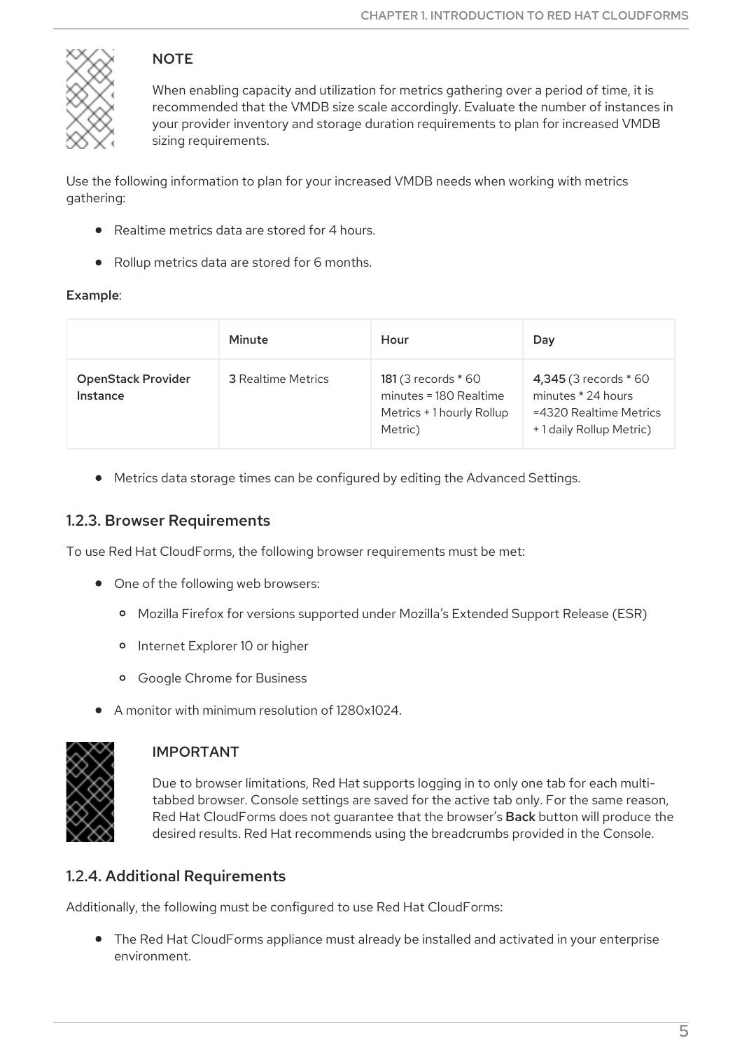> **NOTE**
>
> When enabling capacity and utilization for metrics gathering over a period of time, it is recommended that the VMDB size scale accordingly. Evaluate the number of instances in your provider inventory and storage duration requirements to plan for increased VMDB sizing requirements.

Use the following information to plan for your increased VMDB needs when working with metrics gathering:

- Realtime metrics data are stored for 4 hours.
- Rollup metrics data are stored for 6 months.

**Example**:

| | Minute | Hour | Day |
|---|---|---|---|
| **OpenStack Provider Instance** | **3** Realtime Metrics | **181** (3 records * 60 minutes = 180 Realtime Metrics + 1 hourly Rollup Metric) | **4,345** (3 records * 60 minutes * 24 hours =4320 Realtime Metrics + 1 daily Rollup Metric) |

- Metrics data storage times can be configured by editing the Advanced Settings.

### 1.2.3. Browser Requirements

To use Red Hat CloudForms, the following browser requirements must be met:

- One of the following web browsers:
  - Mozilla Firefox for versions supported under Mozilla's Extended Support Release (ESR)
  - Internet Explorer 10 or higher
  - Google Chrome for Business
- A monitor with minimum resolution of 1280x1024.

> **IMPORTANT**
>
> Due to browser limitations, Red Hat supports logging in to only one tab for each multi-tabbed browser. Console settings are saved for the active tab only. For the same reason, Red Hat CloudForms does not guarantee that the browser's **Back** button will produce the desired results. Red Hat recommends using the breadcrumbs provided in the Console.

### 1.2.4. Additional Requirements

Additionally, the following must be configured to use Red Hat CloudForms:

- The Red Hat CloudForms appliance must already be installed and activated in your enterprise environment.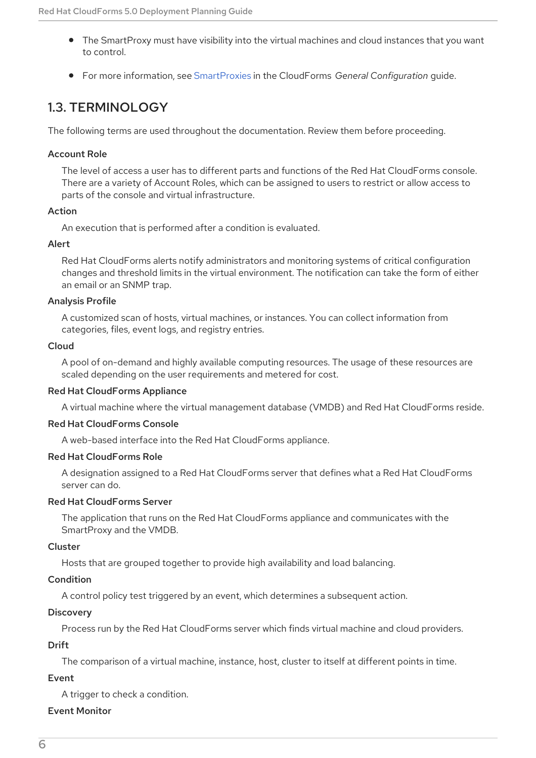- The SmartProxy must have visibility into the virtual machines and cloud instances that you want to control.
- For more information, see SmartProxies in the CloudForms *General Configuration* guide.

## 1.3. TERMINOLOGY

The following terms are used throughout the documentation. Review them before proceeding.

**Account Role**

The level of access a user has to different parts and functions of the Red Hat CloudForms console. There are a variety of Account Roles, which can be assigned to users to restrict or allow access to parts of the console and virtual infrastructure.

**Action**

An execution that is performed after a condition is evaluated.

**Alert**

Red Hat CloudForms alerts notify administrators and monitoring systems of critical configuration changes and threshold limits in the virtual environment. The notification can take the form of either an email or an SNMP trap.

**Analysis Profile**

A customized scan of hosts, virtual machines, or instances. You can collect information from categories, files, event logs, and registry entries.

**Cloud**

A pool of on-demand and highly available computing resources. The usage of these resources are scaled depending on the user requirements and metered for cost.

**Red Hat CloudForms Appliance**

A virtual machine where the virtual management database (VMDB) and Red Hat CloudForms reside.

**Red Hat CloudForms Console**

A web-based interface into the Red Hat CloudForms appliance.

**Red Hat CloudForms Role**

A designation assigned to a Red Hat CloudForms server that defines what a Red Hat CloudForms server can do.

**Red Hat CloudForms Server**

The application that runs on the Red Hat CloudForms appliance and communicates with the SmartProxy and the VMDB.

**Cluster**

Hosts that are grouped together to provide high availability and load balancing.

**Condition**

A control policy test triggered by an event, which determines a subsequent action.

**Discovery**

Process run by the Red Hat CloudForms server which finds virtual machine and cloud providers.

**Drift**

The comparison of a virtual machine, instance, host, cluster to itself at different points in time.

**Event**

A trigger to check a condition.

**Event Monitor**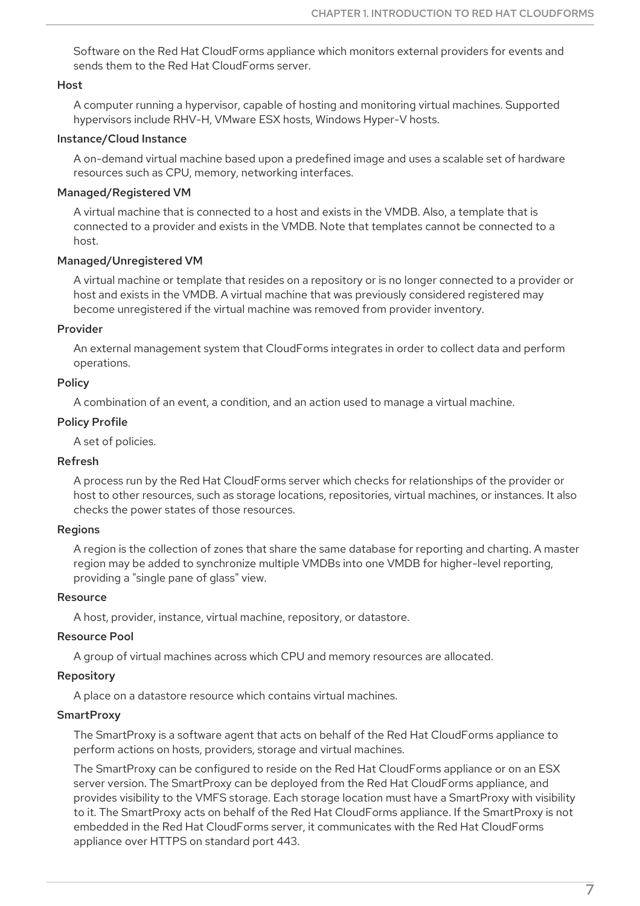Software on the Red Hat CloudForms appliance which monitors external providers for events and sends them to the Red Hat CloudForms server.

**Host**

A computer running a hypervisor, capable of hosting and monitoring virtual machines. Supported hypervisors include RHV-H, VMware ESX hosts, Windows Hyper-V hosts.

**Instance/Cloud Instance**

A on-demand virtual machine based upon a predefined image and uses a scalable set of hardware resources such as CPU, memory, networking interfaces.

**Managed/Registered VM**

A virtual machine that is connected to a host and exists in the VMDB. Also, a template that is connected to a provider and exists in the VMDB. Note that templates cannot be connected to a host.

**Managed/Unregistered VM**

A virtual machine or template that resides on a repository or is no longer connected to a provider or host and exists in the VMDB. A virtual machine that was previously considered registered may become unregistered if the virtual machine was removed from provider inventory.

**Provider**

An external management system that CloudForms integrates in order to collect data and perform operations.

**Policy**

A combination of an event, a condition, and an action used to manage a virtual machine.

**Policy Profile**

A set of policies.

**Refresh**

A process run by the Red Hat CloudForms server which checks for relationships of the provider or host to other resources, such as storage locations, repositories, virtual machines, or instances. It also checks the power states of those resources.

**Regions**

A region is the collection of zones that share the same database for reporting and charting. A master region may be added to synchronize multiple VMDBs into one VMDB for higher-level reporting, providing a "single pane of glass" view.

**Resource**

A host, provider, instance, virtual machine, repository, or datastore.

**Resource Pool**

A group of virtual machines across which CPU and memory resources are allocated.

**Repository**

A place on a datastore resource which contains virtual machines.

**SmartProxy**

The SmartProxy is a software agent that acts on behalf of the Red Hat CloudForms appliance to perform actions on hosts, providers, storage and virtual machines.

The SmartProxy can be configured to reside on the Red Hat CloudForms appliance or on an ESX server version. The SmartProxy can be deployed from the Red Hat CloudForms appliance, and provides visibility to the VMFS storage. Each storage location must have a SmartProxy with visibility to it. The SmartProxy acts on behalf of the Red Hat CloudForms appliance. If the SmartProxy is not embedded in the Red Hat CloudForms server, it communicates with the Red Hat CloudForms appliance over HTTPS on standard port 443.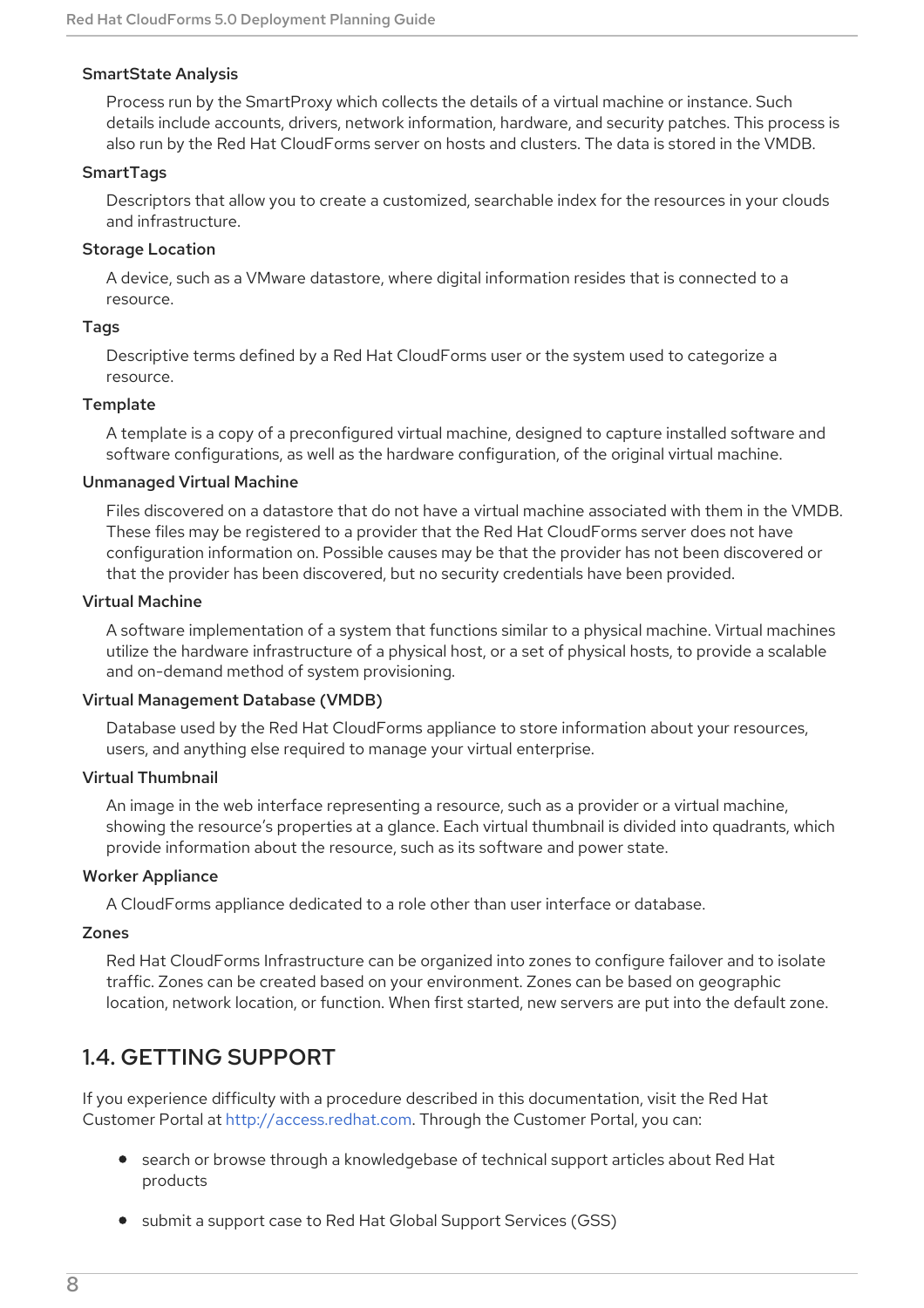**SmartState Analysis**

Process run by the SmartProxy which collects the details of a virtual machine or instance. Such details include accounts, drivers, network information, hardware, and security patches. This process is also run by the Red Hat CloudForms server on hosts and clusters. The data is stored in the VMDB.

**SmartTags**

Descriptors that allow you to create a customized, searchable index for the resources in your clouds and infrastructure.

**Storage Location**

A device, such as a VMware datastore, where digital information resides that is connected to a resource.

**Tags**

Descriptive terms defined by a Red Hat CloudForms user or the system used to categorize a resource.

**Template**

A template is a copy of a preconfigured virtual machine, designed to capture installed software and software configurations, as well as the hardware configuration, of the original virtual machine.

**Unmanaged Virtual Machine**

Files discovered on a datastore that do not have a virtual machine associated with them in the VMDB. These files may be registered to a provider that the Red Hat CloudForms server does not have configuration information on. Possible causes may be that the provider has not been discovered or that the provider has been discovered, but no security credentials have been provided.

**Virtual Machine**

A software implementation of a system that functions similar to a physical machine. Virtual machines utilize the hardware infrastructure of a physical host, or a set of physical hosts, to provide a scalable and on-demand method of system provisioning.

**Virtual Management Database (VMDB)**

Database used by the Red Hat CloudForms appliance to store information about your resources, users, and anything else required to manage your virtual enterprise.

**Virtual Thumbnail**

An image in the web interface representing a resource, such as a provider or a virtual machine, showing the resource's properties at a glance. Each virtual thumbnail is divided into quadrants, which provide information about the resource, such as its software and power state.

**Worker Appliance**

A CloudForms appliance dedicated to a role other than user interface or database.

**Zones**

Red Hat CloudForms Infrastructure can be organized into zones to configure failover and to isolate traffic. Zones can be created based on your environment. Zones can be based on geographic location, network location, or function. When first started, new servers are put into the default zone.

## 1.4. GETTING SUPPORT

If you experience difficulty with a procedure described in this documentation, visit the Red Hat Customer Portal at http://access.redhat.com. Through the Customer Portal, you can:

- search or browse through a knowledgebase of technical support articles about Red Hat products
- submit a support case to Red Hat Global Support Services (GSS)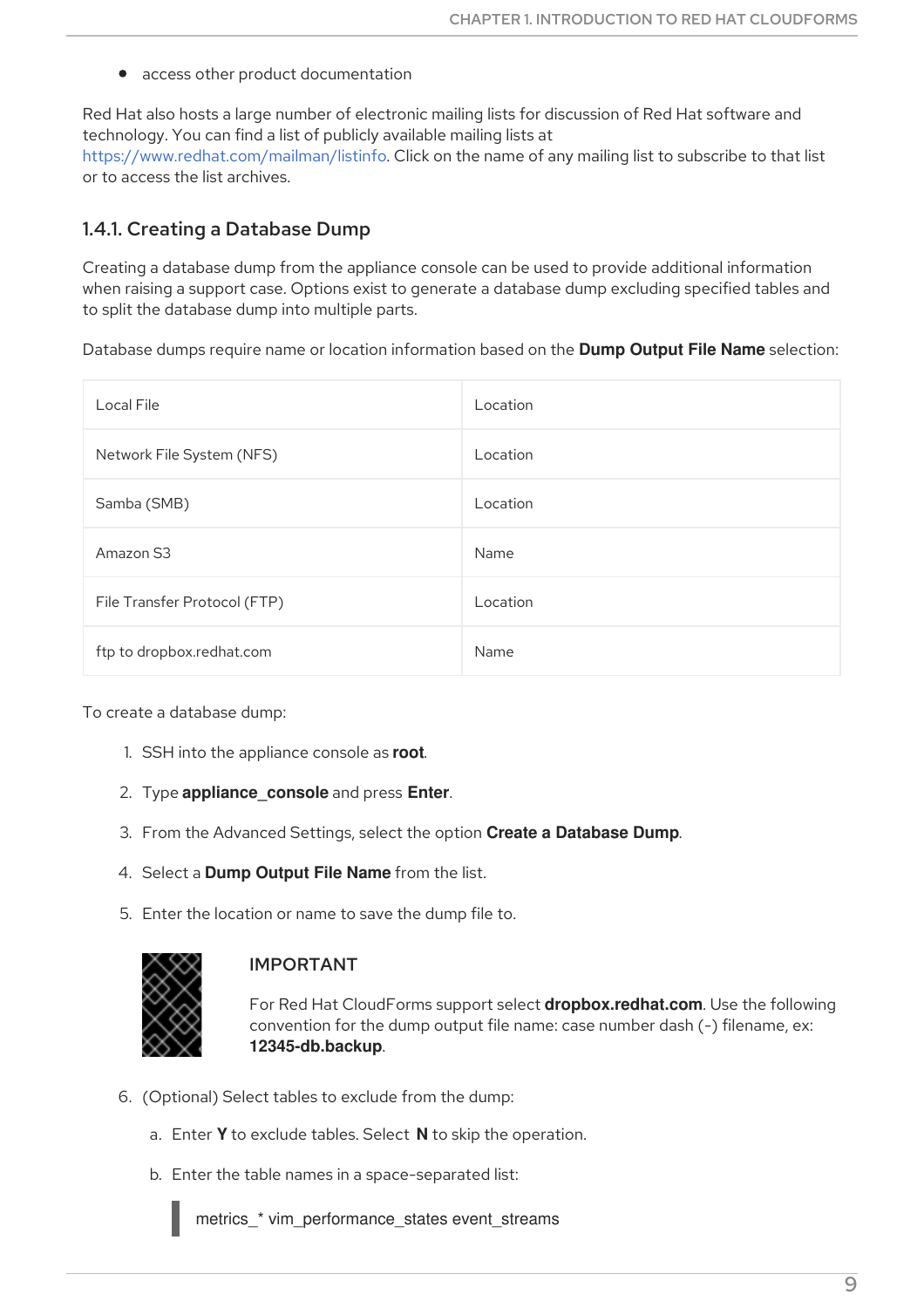- access other product documentation

Red Hat also hosts a large number of electronic mailing lists for discussion of Red Hat software and technology. You can find a list of publicly available mailing lists at https://www.redhat.com/mailman/listinfo. Click on the name of any mailing list to subscribe to that list or to access the list archives.

### 1.4.1. Creating a Database Dump

Creating a database dump from the appliance console can be used to provide additional information when raising a support case. Options exist to generate a database dump excluding specified tables and to split the database dump into multiple parts.

Database dumps require name or location information based on the **Dump Output File Name** selection:

| | |
|---|---|
| Local File | Location |
| Network File System (NFS) | Location |
| Samba (SMB) | Location |
| Amazon S3 | Name |
| File Transfer Protocol (FTP) | Location |
| ftp to dropbox.redhat.com | Name |

To create a database dump:

1. SSH into the appliance console as **root**.
2. Type **appliance_console** and press **Enter**.
3. From the Advanced Settings, select the option **Create a Database Dump**.
4. Select a **Dump Output File Name** from the list.
5. Enter the location or name to save the dump file to.

   **IMPORTANT**

   For Red Hat CloudForms support select **dropbox.redhat.com**. Use the following convention for the dump output file name: case number dash (-) filename, ex: **12345-db.backup**.

6. (Optional) Select tables to exclude from the dump:
   a. Enter **Y** to exclude tables. Select **N** to skip the operation.
   b. Enter the table names in a space-separated list:

   ```
   metrics_* vim_performance_states event_streams
   ```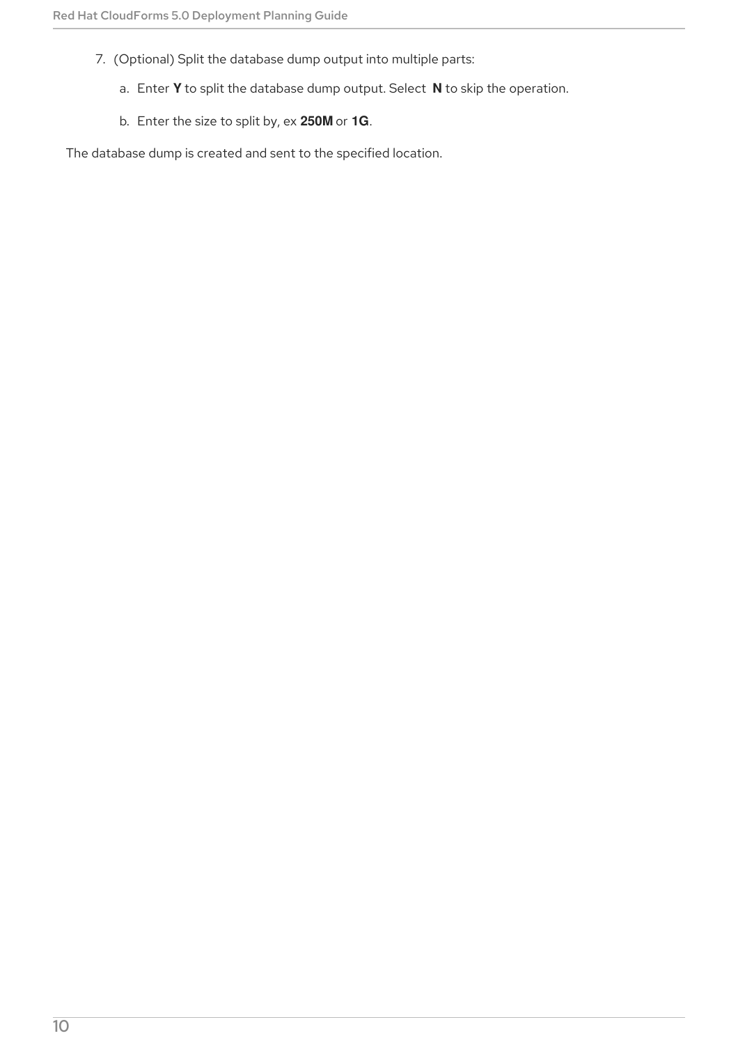7. (Optional) Split the database dump output into multiple parts:

    a. Enter **Y** to split the database dump output. Select **N** to skip the operation.

    b. Enter the size to split by, ex **250M** or **1G**.

The database dump is created and sent to the specified location.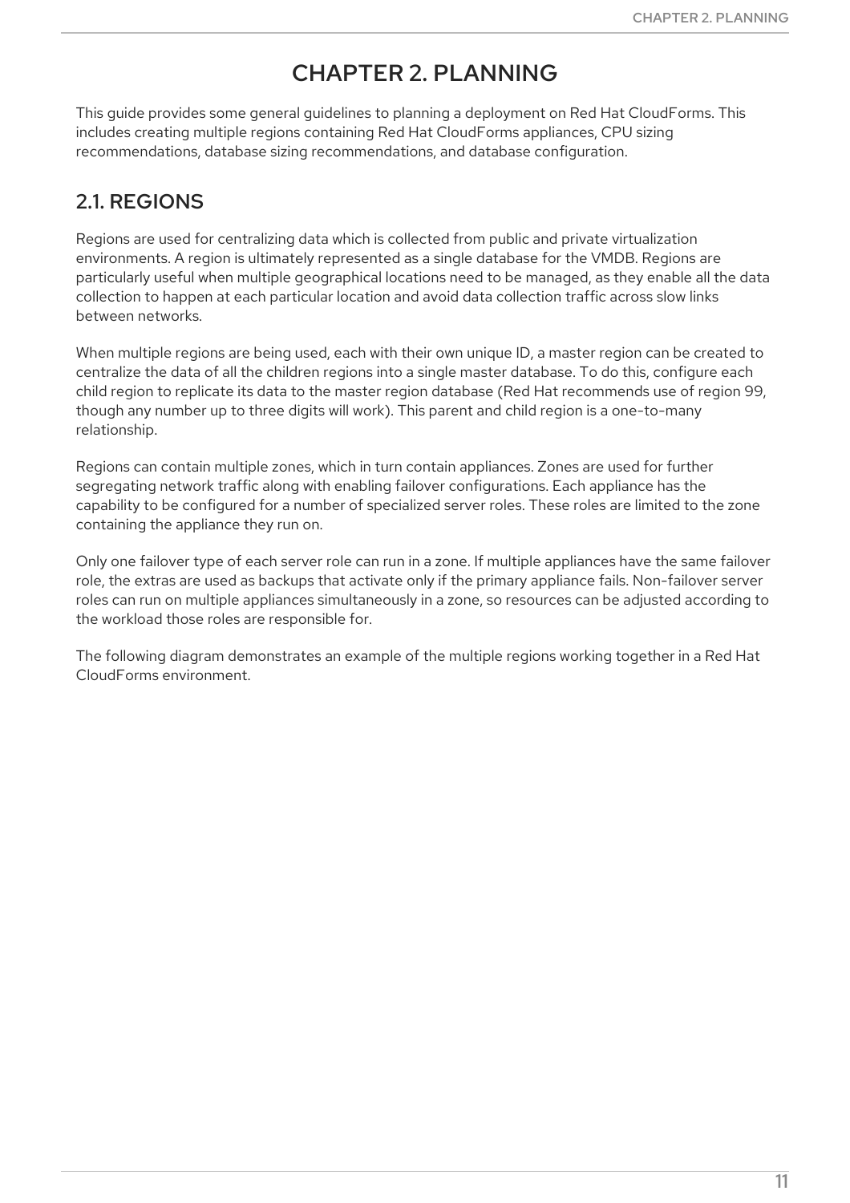# CHAPTER 2. PLANNING

This guide provides some general guidelines to planning a deployment on Red Hat CloudForms. This includes creating multiple regions containing Red Hat CloudForms appliances, CPU sizing recommendations, database sizing recommendations, and database configuration.

## 2.1. REGIONS

Regions are used for centralizing data which is collected from public and private virtualization environments. A region is ultimately represented as a single database for the VMDB. Regions are particularly useful when multiple geographical locations need to be managed, as they enable all the data collection to happen at each particular location and avoid data collection traffic across slow links between networks.

When multiple regions are being used, each with their own unique ID, a master region can be created to centralize the data of all the children regions into a single master database. To do this, configure each child region to replicate its data to the master region database (Red Hat recommends use of region 99, though any number up to three digits will work). This parent and child region is a one-to-many relationship.

Regions can contain multiple zones, which in turn contain appliances. Zones are used for further segregating network traffic along with enabling failover configurations. Each appliance has the capability to be configured for a number of specialized server roles. These roles are limited to the zone containing the appliance they run on.

Only one failover type of each server role can run in a zone. If multiple appliances have the same failover role, the extras are used as backups that activate only if the primary appliance fails. Non-failover server roles can run on multiple appliances simultaneously in a zone, so resources can be adjusted according to the workload those roles are responsible for.

The following diagram demonstrates an example of the multiple regions working together in a Red Hat CloudForms environment.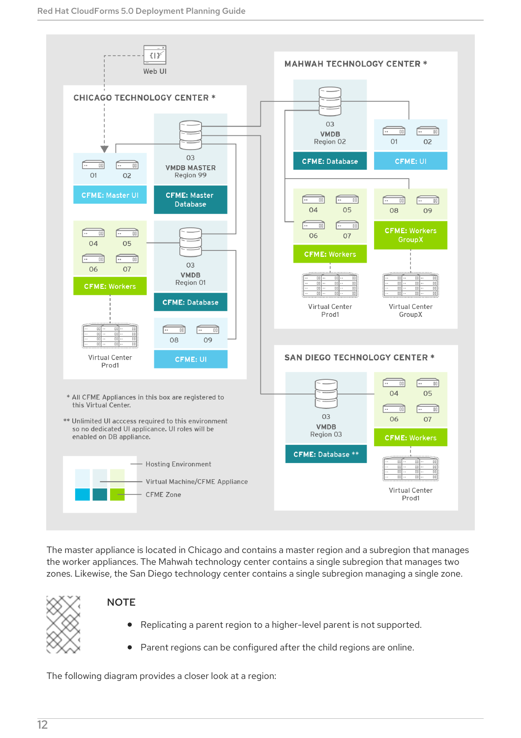The master appliance is located in Chicago and contains a master region and a subregion that manages the worker appliances. The Mahwah technology center contains a single subregion that manages two zones. Likewise, the San Diego technology center contains a single subregion managing a single zone.

**NOTE**

- Replicating a parent region to a higher-level parent is not supported.
- Parent regions can be configured after the child regions are online.

The following diagram provides a closer look at a region: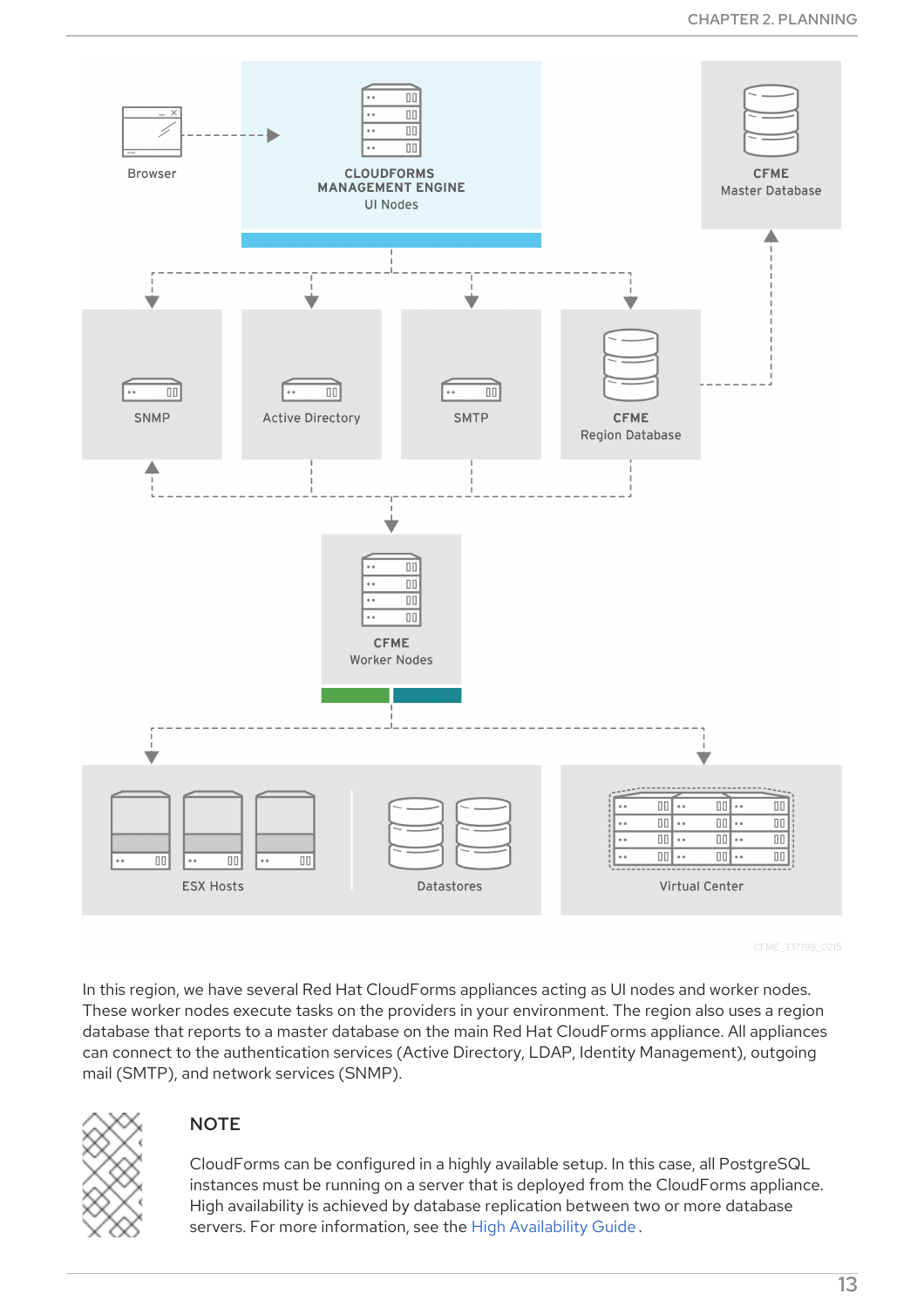In this region, we have several Red Hat CloudForms appliances acting as UI nodes and worker nodes. These worker nodes execute tasks on the providers in your environment. The region also uses a region database that reports to a master database on the main Red Hat CloudForms appliance. All appliances can connect to the authentication services (Active Directory, LDAP, Identity Management), outgoing mail (SMTP), and network services (SNMP).

### NOTE

CloudForms can be configured in a highly available setup. In this case, all PostgreSQL instances must be running on a server that is deployed from the CloudForms appliance. High availability is achieved by database replication between two or more database servers. For more information, see the High Availability Guide .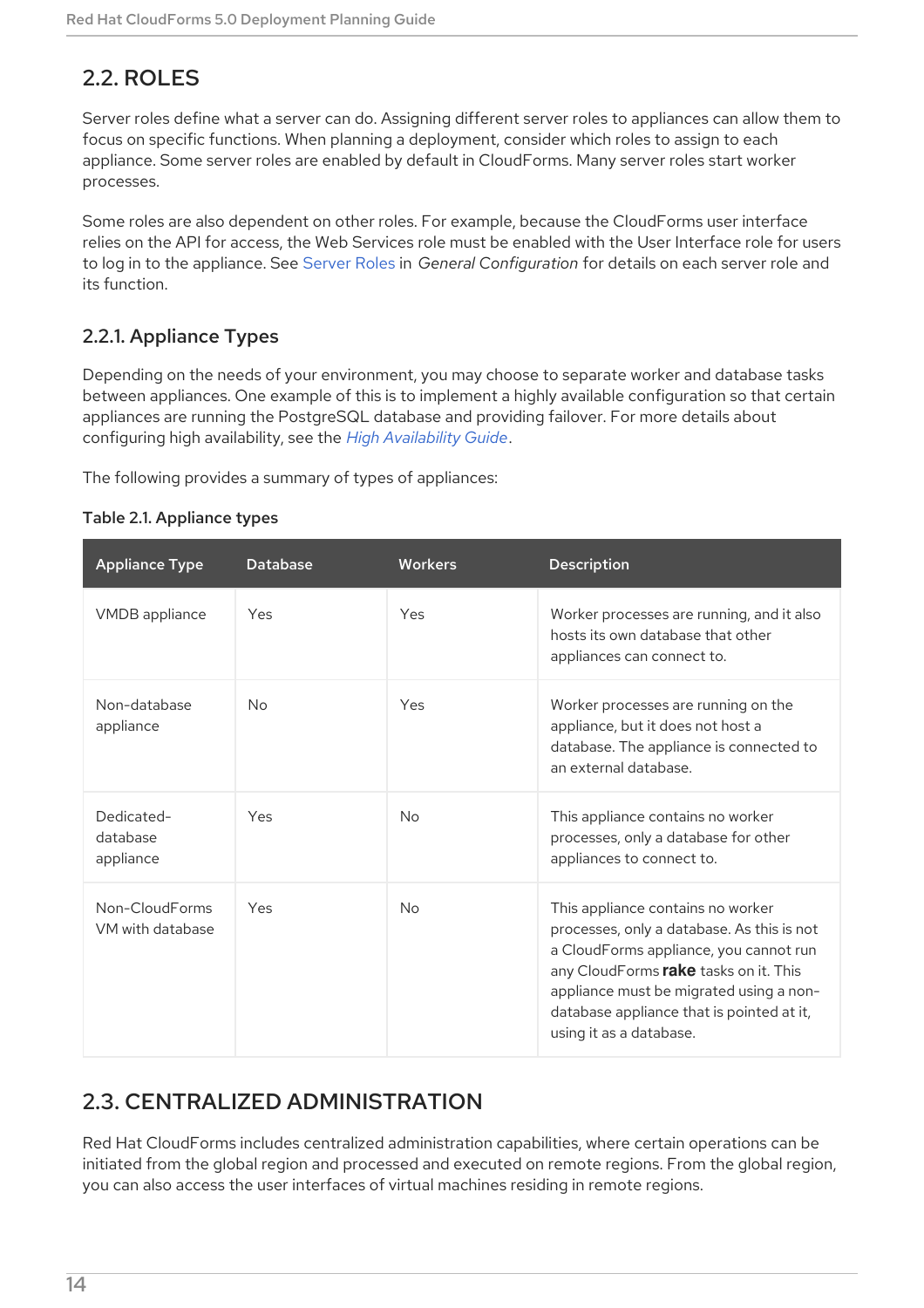## 2.2. ROLES

Server roles define what a server can do. Assigning different server roles to appliances can allow them to focus on specific functions. When planning a deployment, consider which roles to assign to each appliance. Some server roles are enabled by default in CloudForms. Many server roles start worker processes.

Some roles are also dependent on other roles. For example, because the CloudForms user interface relies on the API for access, the Web Services role must be enabled with the User Interface role for users to log in to the appliance. See Server Roles in *General Configuration* for details on each server role and its function.

### 2.2.1. Appliance Types

Depending on the needs of your environment, you may choose to separate worker and database tasks between appliances. One example of this is to implement a highly available configuration so that certain appliances are running the PostgreSQL database and providing failover. For more details about configuring high availability, see the *High Availability Guide*.

The following provides a summary of types of appliances:

**Table 2.1. Appliance types**

| Appliance Type | Database | Workers | Description |
| --- | --- | --- | --- |
| VMDB appliance | Yes | Yes | Worker processes are running, and it also hosts its own database that other appliances can connect to. |
| Non-database appliance | No | Yes | Worker processes are running on the appliance, but it does not host a database. The appliance is connected to an external database. |
| Dedicated-database appliance | Yes | No | This appliance contains no worker processes, only a database for other appliances to connect to. |
| Non-CloudForms VM with database | Yes | No | This appliance contains no worker processes, only a database. As this is not a CloudForms appliance, you cannot run any CloudForms **rake** tasks on it. This appliance must be migrated using a non-database appliance that is pointed at it, using it as a database. |

## 2.3. CENTRALIZED ADMINISTRATION

Red Hat CloudForms includes centralized administration capabilities, where certain operations can be initiated from the global region and processed and executed on remote regions. From the global region, you can also access the user interfaces of virtual machines residing in remote regions.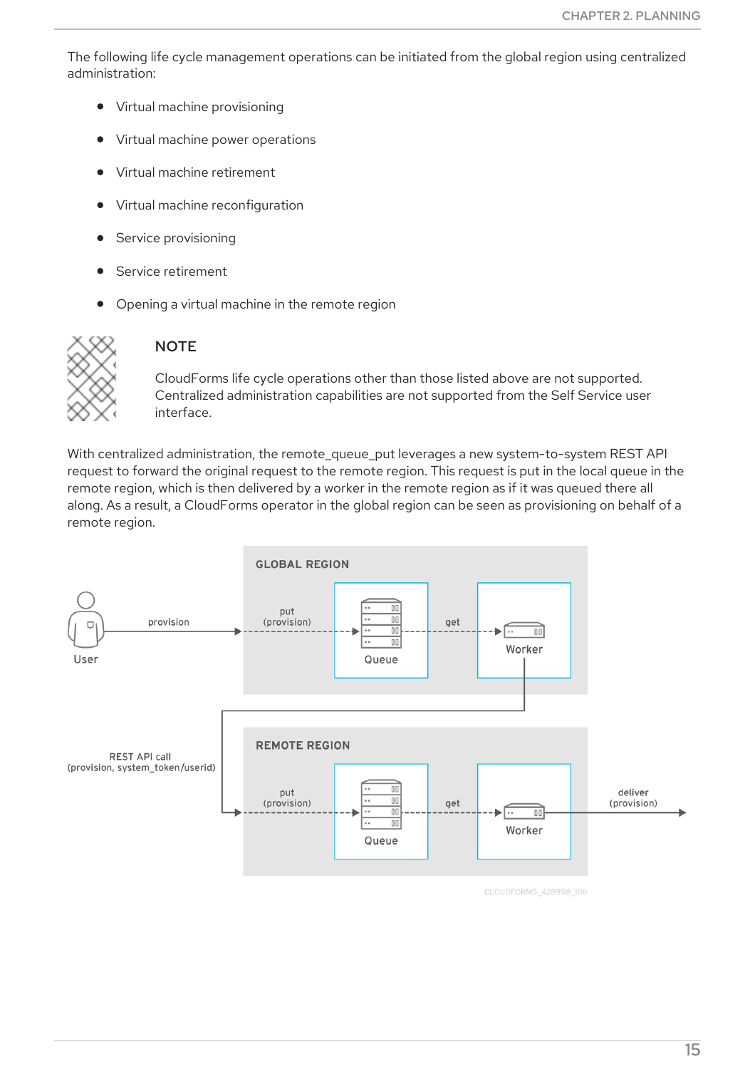The following life cycle management operations can be initiated from the global region using centralized administration:

- Virtual machine provisioning
- Virtual machine power operations
- Virtual machine retirement
- Virtual machine reconfiguration
- Service provisioning
- Service retirement
- Opening a virtual machine in the remote region

> **NOTE**
>
> CloudForms life cycle operations other than those listed above are not supported. Centralized administration capabilities are not supported from the Self Service user interface.

With centralized administration, the remote_queue_put leverages a new system-to-system REST API request to forward the original request to the remote region. This request is put in the local queue in the remote region, which is then delivered by a worker in the remote region as if it was queued there all along. As a result, a CloudForms operator in the global region can be seen as provisioning on behalf of a remote region.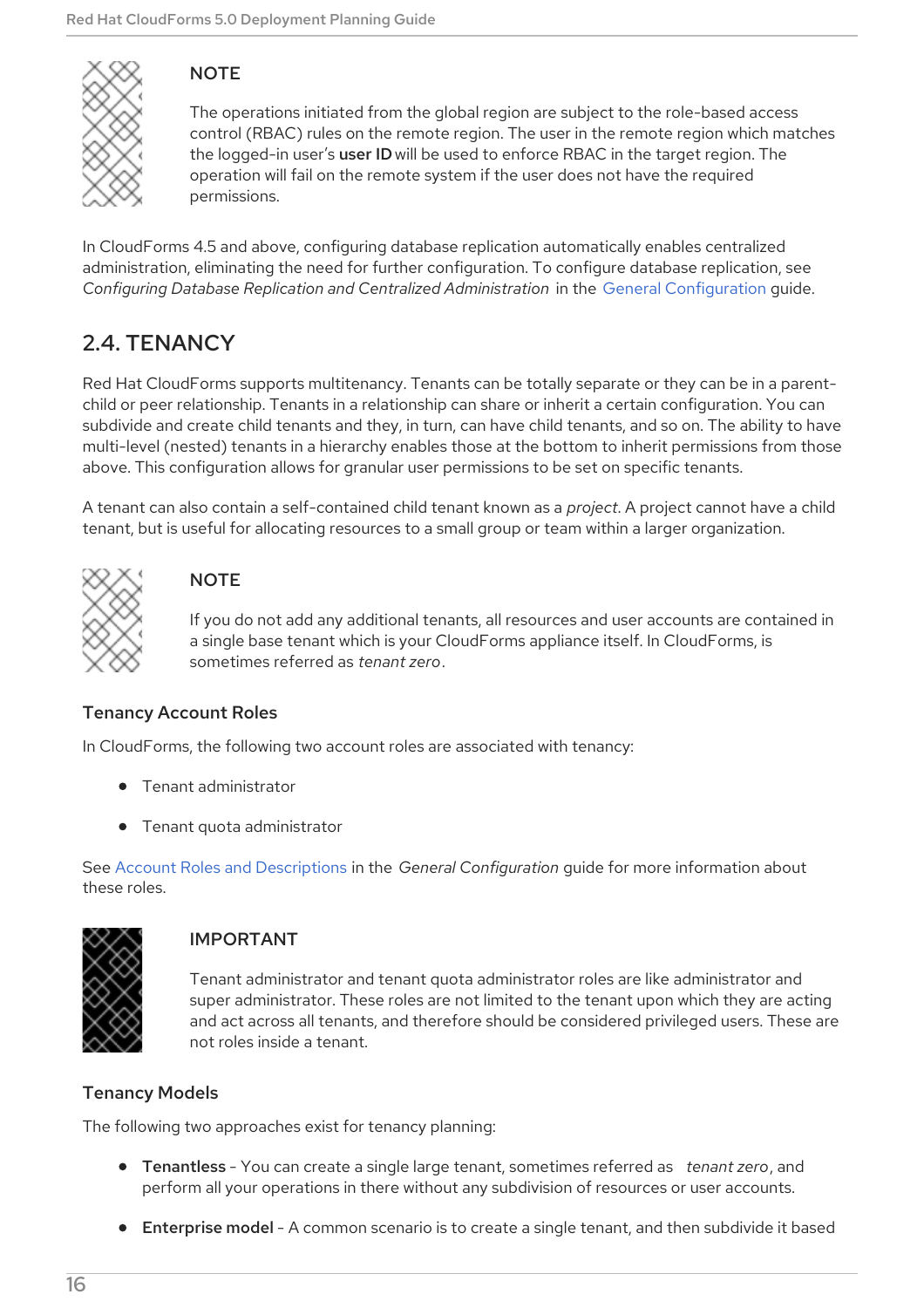> **NOTE**
>
> The operations initiated from the global region are subject to the role-based access control (RBAC) rules on the remote region. The user in the remote region which matches the logged-in user's **user ID** will be used to enforce RBAC in the target region. The operation will fail on the remote system if the user does not have the required permissions.

In CloudForms 4.5 and above, configuring database replication automatically enables centralized administration, eliminating the need for further configuration. To configure database replication, see *Configuring Database Replication and Centralized Administration* in the General Configuration guide.

## 2.4. TENANCY

Red Hat CloudForms supports multitenancy. Tenants can be totally separate or they can be in a parent-child or peer relationship. Tenants in a relationship can share or inherit a certain configuration. You can subdivide and create child tenants and they, in turn, can have child tenants, and so on. The ability to have multi-level (nested) tenants in a hierarchy enables those at the bottom to inherit permissions from those above. This configuration allows for granular user permissions to be set on specific tenants.

A tenant can also contain a self-contained child tenant known as a *project*. A project cannot have a child tenant, but is useful for allocating resources to a small group or team within a larger organization.

> **NOTE**
>
> If you do not add any additional tenants, all resources and user accounts are contained in a single base tenant which is your CloudForms appliance itself. In CloudForms, is sometimes referred as *tenant zero*.

### Tenancy Account Roles

In CloudForms, the following two account roles are associated with tenancy:

- Tenant administrator
- Tenant quota administrator

See Account Roles and Descriptions in the *General Configuration* guide for more information about these roles.

> **IMPORTANT**
>
> Tenant administrator and tenant quota administrator roles are like administrator and super administrator. These roles are not limited to the tenant upon which they are acting and act across all tenants, and therefore should be considered privileged users. These are not roles inside a tenant.

### Tenancy Models

The following two approaches exist for tenancy planning:

- **Tenantless** - You can create a single large tenant, sometimes referred as *tenant zero*, and perform all your operations in there without any subdivision of resources or user accounts.
- **Enterprise model** - A common scenario is to create a single tenant, and then subdivide it based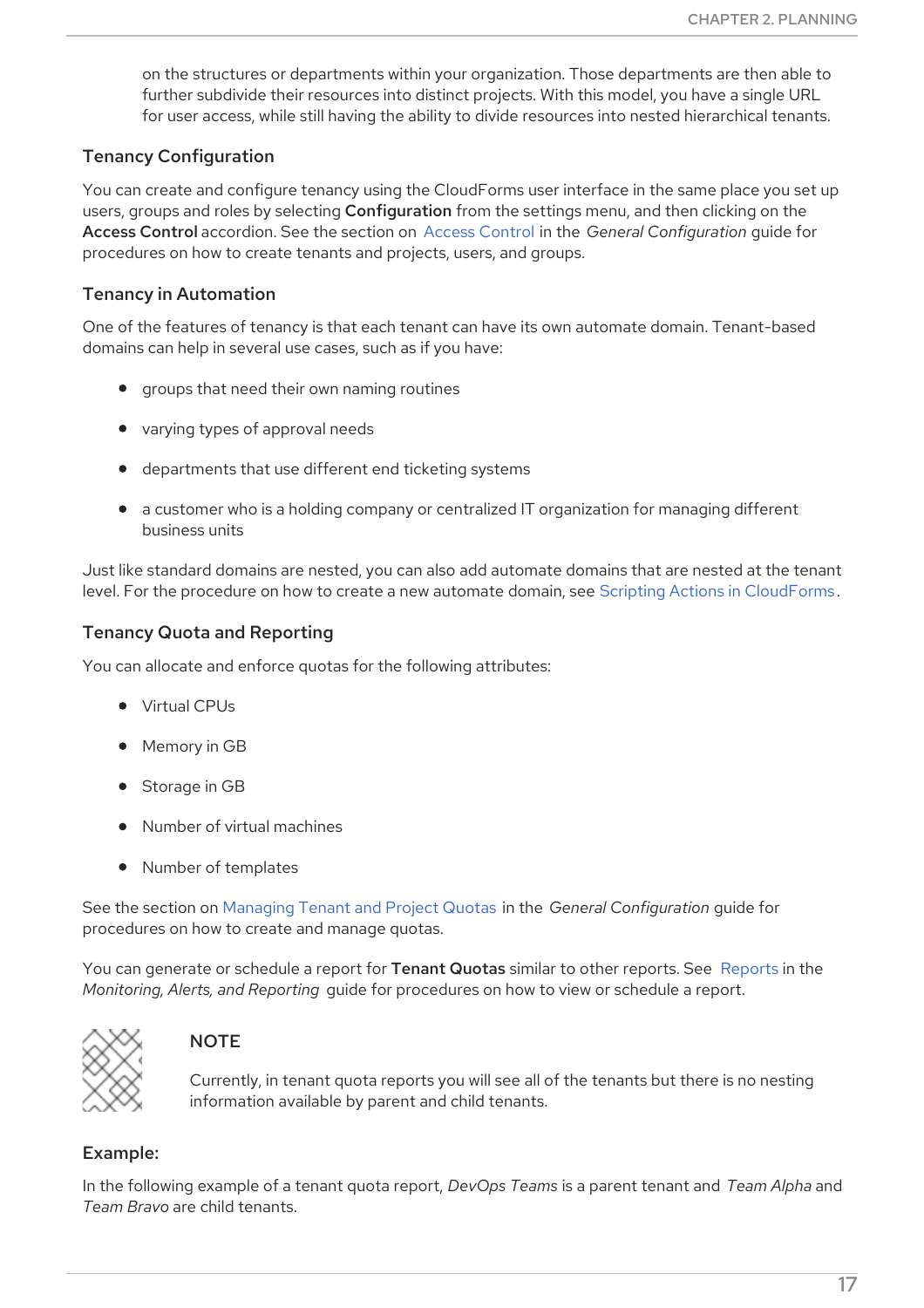on the structures or departments within your organization. Those departments are then able to further subdivide their resources into distinct projects. With this model, you have a single URL for user access, while still having the ability to divide resources into nested hierarchical tenants.

### Tenancy Configuration

You can create and configure tenancy using the CloudForms user interface in the same place you set up users, groups and roles by selecting **Configuration** from the settings menu, and then clicking on the **Access Control** accordion. See the section on Access Control in the *General Configuration* guide for procedures on how to create tenants and projects, users, and groups.

### Tenancy in Automation

One of the features of tenancy is that each tenant can have its own automate domain. Tenant-based domains can help in several use cases, such as if you have:

- groups that need their own naming routines
- varying types of approval needs
- departments that use different end ticketing systems
- a customer who is a holding company or centralized IT organization for managing different business units

Just like standard domains are nested, you can also add automate domains that are nested at the tenant level. For the procedure on how to create a new automate domain, see Scripting Actions in CloudForms.

### Tenancy Quota and Reporting

You can allocate and enforce quotas for the following attributes:

- Virtual CPUs
- Memory in GB
- Storage in GB
- Number of virtual machines
- Number of templates

See the section on Managing Tenant and Project Quotas in the *General Configuration* guide for procedures on how to create and manage quotas.

You can generate or schedule a report for **Tenant Quotas** similar to other reports. See Reports in the *Monitoring, Alerts, and Reporting* guide for procedures on how to view or schedule a report.

> **NOTE**
>
> Currently, in tenant quota reports you will see all of the tenants but there is no nesting information available by parent and child tenants.

### Example:

In the following example of a tenant quota report, *DevOps Teams* is a parent tenant and *Team Alpha* and *Team Bravo* are child tenants.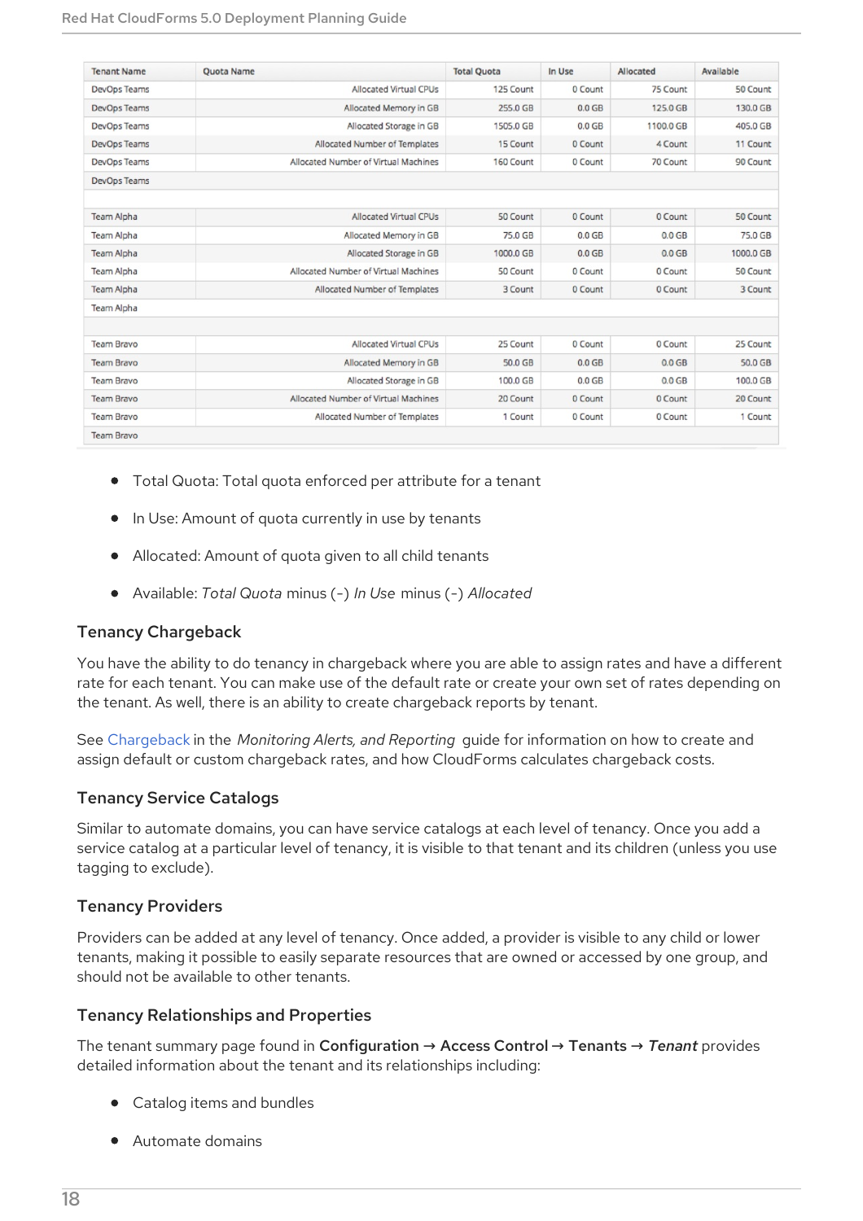| Tenant Name | Quota Name | Total Quota | In Use | Allocated | Available |
| --- | --- | --- | --- | --- | --- |
| DevOps Teams | Allocated Virtual CPUs | 125 Count | 0 Count | 75 Count | 50 Count |
| DevOps Teams | Allocated Memory in GB | 255.0 GB | 0.0 GB | 125.0 GB | 130.0 GB |
| DevOps Teams | Allocated Storage in GB | 1505.0 GB | 0.0 GB | 1100.0 GB | 405.0 GB |
| DevOps Teams | Allocated Number of Templates | 15 Count | 0 Count | 4 Count | 11 Count |
| DevOps Teams | Allocated Number of Virtual Machines | 160 Count | 0 Count | 70 Count | 90 Count |
| DevOps Teams | | | | | |
| | | | | | |
| Team Alpha | Allocated Virtual CPUs | 50 Count | 0 Count | 0 Count | 50 Count |
| Team Alpha | Allocated Memory in GB | 75.0 GB | 0.0 GB | 0.0 GB | 75.0 GB |
| Team Alpha | Allocated Storage in GB | 1000.0 GB | 0.0 GB | 0.0 GB | 1000.0 GB |
| Team Alpha | Allocated Number of Virtual Machines | 50 Count | 0 Count | 0 Count | 50 Count |
| Team Alpha | Allocated Number of Templates | 3 Count | 0 Count | 0 Count | 3 Count |
| Team Alpha | | | | | |
| | | | | | |
| Team Bravo | Allocated Virtual CPUs | 25 Count | 0 Count | 0 Count | 25 Count |
| Team Bravo | Allocated Memory in GB | 50.0 GB | 0.0 GB | 0.0 GB | 50.0 GB |
| Team Bravo | Allocated Storage in GB | 100.0 GB | 0.0 GB | 0.0 GB | 100.0 GB |
| Team Bravo | Allocated Number of Virtual Machines | 20 Count | 0 Count | 0 Count | 20 Count |
| Team Bravo | Allocated Number of Templates | 1 Count | 0 Count | 0 Count | 1 Count |
| Team Bravo | | | | | |

- Total Quota: Total quota enforced per attribute for a tenant
- In Use: Amount of quota currently in use by tenants
- Allocated: Amount of quota given to all child tenants
- Available: *Total Quota* minus (-) *In Use* minus (-) *Allocated*

### Tenancy Chargeback

You have the ability to do tenancy in chargeback where you are able to assign rates and have a different rate for each tenant. You can make use of the default rate or create your own set of rates depending on the tenant. As well, there is an ability to create chargeback reports by tenant.

See Chargeback in the *Monitoring Alerts, and Reporting* guide for information on how to create and assign default or custom chargeback rates, and how CloudForms calculates chargeback costs.

### Tenancy Service Catalogs

Similar to automate domains, you can have service catalogs at each level of tenancy. Once you add a service catalog at a particular level of tenancy, it is visible to that tenant and its children (unless you use tagging to exclude).

### Tenancy Providers

Providers can be added at any level of tenancy. Once added, a provider is visible to any child or lower tenants, making it possible to easily separate resources that are owned or accessed by one group, and should not be available to other tenants.

### Tenancy Relationships and Properties

The tenant summary page found in **Configuration** → **Access Control** → **Tenants** → ***Tenant*** provides detailed information about the tenant and its relationships including:

- Catalog items and bundles
- Automate domains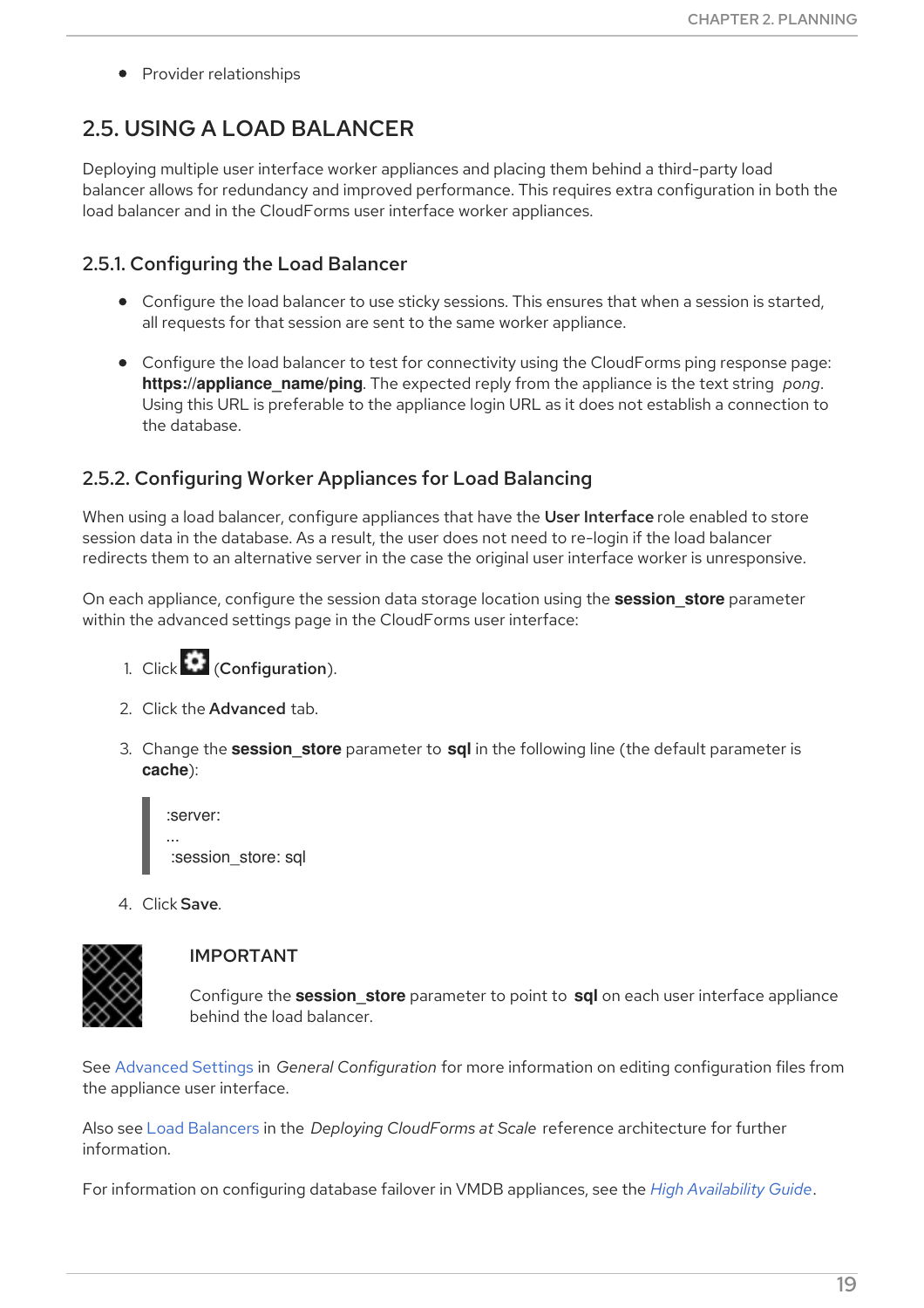- Provider relationships

## 2.5. USING A LOAD BALANCER

Deploying multiple user interface worker appliances and placing them behind a third-party load balancer allows for redundancy and improved performance. This requires extra configuration in both the load balancer and in the CloudForms user interface worker appliances.

### 2.5.1. Configuring the Load Balancer

- Configure the load balancer to use sticky sessions. This ensures that when a session is started, all requests for that session are sent to the same worker appliance.
- Configure the load balancer to test for connectivity using the CloudForms ping response page: **https://appliance_name/ping**. The expected reply from the appliance is the text string *pong*. Using this URL is preferable to the appliance login URL as it does not establish a connection to the database.

### 2.5.2. Configuring Worker Appliances for Load Balancing

When using a load balancer, configure appliances that have the **User Interface** role enabled to store session data in the database. As a result, the user does not need to re-login if the load balancer redirects them to an alternative server in the case the original user interface worker is unresponsive.

On each appliance, configure the session data storage location using the **session_store** parameter within the advanced settings page in the CloudForms user interface:

1. Click (**Configuration**).
2. Click the **Advanced** tab.
3. Change the **session_store** parameter to **sql** in the following line (the default parameter is **cache**):

```
:server:
...
 :session_store: sql
```

4. Click **Save**.

> **IMPORTANT**
>
> Configure the **session_store** parameter to point to **sql** on each user interface appliance behind the load balancer.

See Advanced Settings in *General Configuration* for more information on editing configuration files from the appliance user interface.

Also see Load Balancers in the *Deploying CloudForms at Scale* reference architecture for further information.

For information on configuring database failover in VMDB appliances, see the *High Availability Guide*.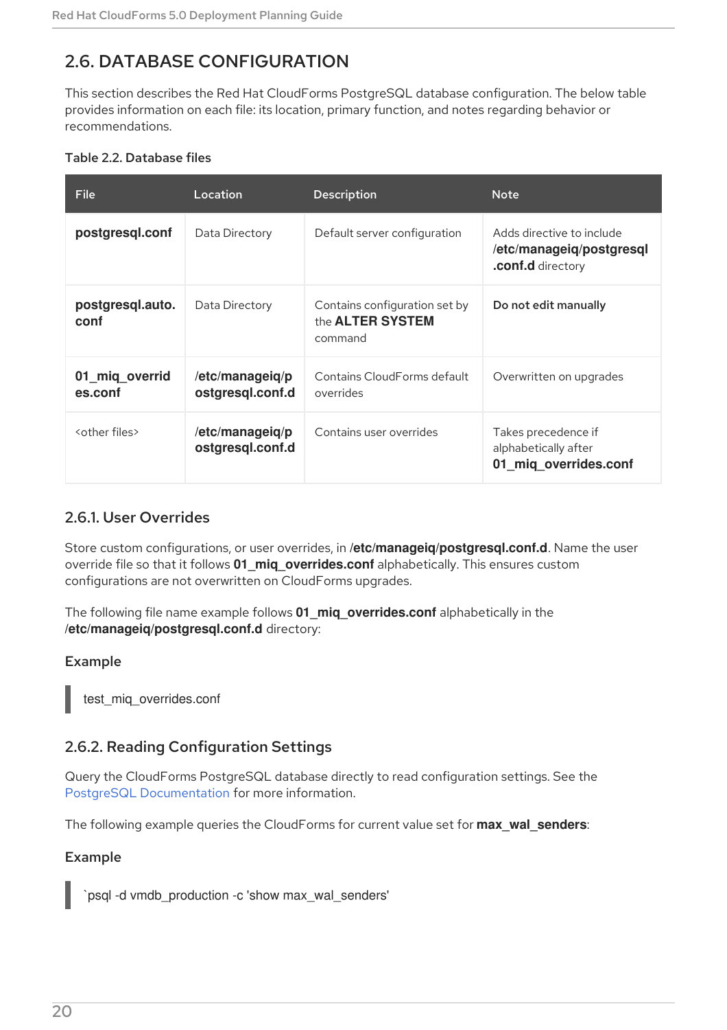## 2.6. DATABASE CONFIGURATION

This section describes the Red Hat CloudForms PostgreSQL database configuration. The below table provides information on each file: its location, primary function, and notes regarding behavior or recommendations.

**Table 2.2. Database files**

| File | Location | Description | Note |
|---|---|---|---|
| **postgresql.conf** | Data Directory | Default server configuration | Adds directive to include **/etc/manageiq/postgresql.conf.d** directory |
| **postgresql.auto.conf** | Data Directory | Contains configuration set by the **ALTER SYSTEM** command | **Do not edit manually** |
| **01_miq_overrides.conf** | **/etc/manageiq/postgresql.conf.d** | Contains CloudForms default overrides | Overwritten on upgrades |
| <other files> | **/etc/manageiq/postgresql.conf.d** | Contains user overrides | Takes precedence if alphabetically after **01_miq_overrides.conf** |

### 2.6.1. User Overrides

Store custom configurations, or user overrides, in **/etc/manageiq/postgresql.conf.d**. Name the user override file so that it follows **01_miq_overrides.conf** alphabetically. This ensures custom configurations are not overwritten on CloudForms upgrades.

The following file name example follows **01_miq_overrides.conf** alphabetically in the **/etc/manageiq/postgresql.conf.d** directory:

**Example**

```
test_miq_overrides.conf
```

### 2.6.2. Reading Configuration Settings

Query the CloudForms PostgreSQL database directly to read configuration settings. See the PostgreSQL Documentation for more information.

The following example queries the CloudForms for current value set for **max_wal_senders**:

**Example**

```
`psql -d vmdb_production -c 'show max_wal_senders'
```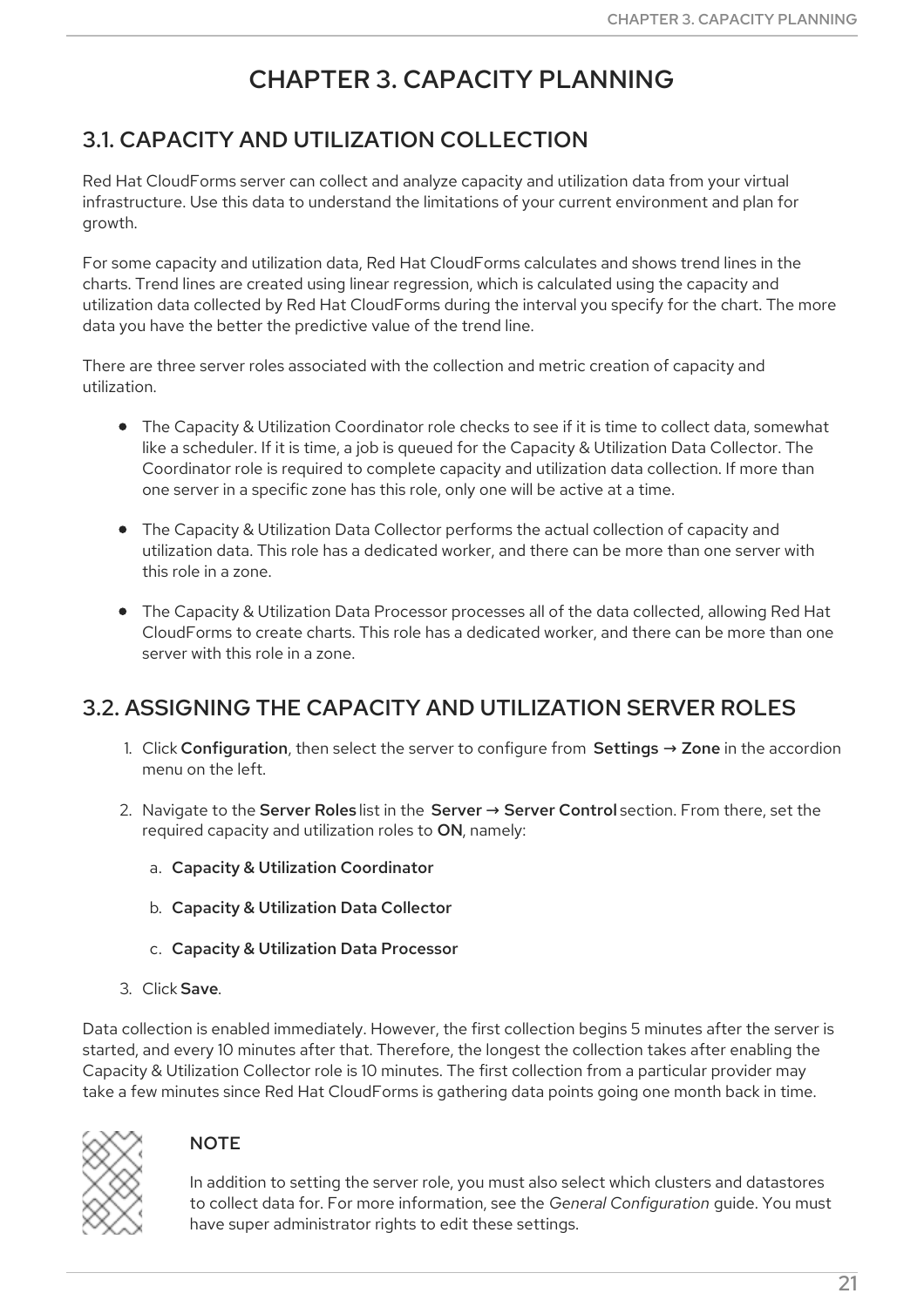# CHAPTER 3. CAPACITY PLANNING

## 3.1. CAPACITY AND UTILIZATION COLLECTION

Red Hat CloudForms server can collect and analyze capacity and utilization data from your virtual infrastructure. Use this data to understand the limitations of your current environment and plan for growth.

For some capacity and utilization data, Red Hat CloudForms calculates and shows trend lines in the charts. Trend lines are created using linear regression, which is calculated using the capacity and utilization data collected by Red Hat CloudForms during the interval you specify for the chart. The more data you have the better the predictive value of the trend line.

There are three server roles associated with the collection and metric creation of capacity and utilization.

- The Capacity & Utilization Coordinator role checks to see if it is time to collect data, somewhat like a scheduler. If it is time, a job is queued for the Capacity & Utilization Data Collector. The Coordinator role is required to complete capacity and utilization data collection. If more than one server in a specific zone has this role, only one will be active at a time.
- The Capacity & Utilization Data Collector performs the actual collection of capacity and utilization data. This role has a dedicated worker, and there can be more than one server with this role in a zone.
- The Capacity & Utilization Data Processor processes all of the data collected, allowing Red Hat CloudForms to create charts. This role has a dedicated worker, and there can be more than one server with this role in a zone.

## 3.2. ASSIGNING THE CAPACITY AND UTILIZATION SERVER ROLES

1. Click **Configuration**, then select the server to configure from **Settings → Zone** in the accordion menu on the left.
2. Navigate to the **Server Roles** list in the **Server → Server Control** section. From there, set the required capacity and utilization roles to **ON**, namely:
   a. **Capacity & Utilization Coordinator**
   b. **Capacity & Utilization Data Collector**
   c. **Capacity & Utilization Data Processor**
3. Click **Save**.

Data collection is enabled immediately. However, the first collection begins 5 minutes after the server is started, and every 10 minutes after that. Therefore, the longest the collection takes after enabling the Capacity & Utilization Collector role is 10 minutes. The first collection from a particular provider may take a few minutes since Red Hat CloudForms is gathering data points going one month back in time.

> **NOTE**
>
> In addition to setting the server role, you must also select which clusters and datastores to collect data for. For more information, see the *General Configuration* guide. You must have super administrator rights to edit these settings.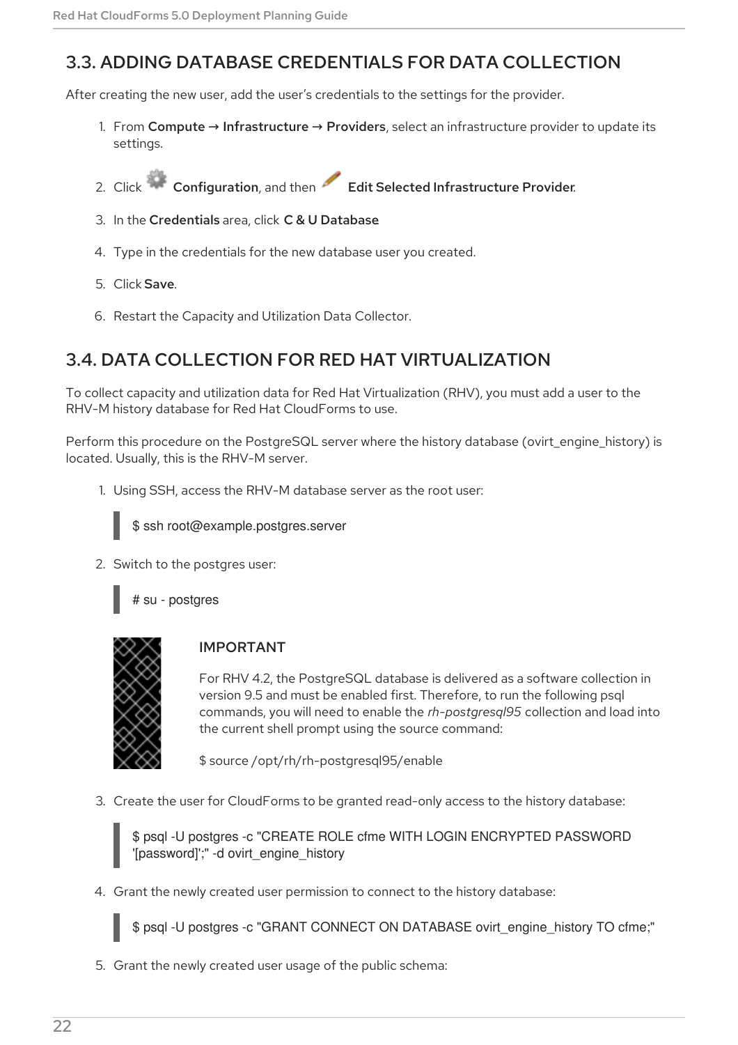## 3.3. ADDING DATABASE CREDENTIALS FOR DATA COLLECTION

After creating the new user, add the user's credentials to the settings for the provider.

1. From **Compute → Infrastructure → Providers**, select an infrastructure provider to update its settings.
2. Click **Configuration**, and then **Edit Selected Infrastructure Provider**.
3. In the **Credentials** area, click **C & U Database**
4. Type in the credentials for the new database user you created.
5. Click **Save**.
6. Restart the Capacity and Utilization Data Collector.

## 3.4. DATA COLLECTION FOR RED HAT VIRTUALIZATION

To collect capacity and utilization data for Red Hat Virtualization (RHV), you must add a user to the RHV-M history database for Red Hat CloudForms to use.

Perform this procedure on the PostgreSQL server where the history database (ovirt_engine_history) is located. Usually, this is the RHV-M server.

1. Using SSH, access the RHV-M database server as the root user:

```
$ ssh root@example.postgres.server
```

2. Switch to the postgres user:

```
# su - postgres
```

> **IMPORTANT**
>
> For RHV 4.2, the PostgreSQL database is delivered as a software collection in version 9.5 and must be enabled first. Therefore, to run the following psql commands, you will need to enable the *rh-postgresql95* collection and load into the current shell prompt using the source command:
>
> $ source /opt/rh/rh-postgresql95/enable

3. Create the user for CloudForms to be granted read-only access to the history database:

```
$ psql -U postgres -c "CREATE ROLE cfme WITH LOGIN ENCRYPTED PASSWORD
'[password]';" -d ovirt_engine_history
```

4. Grant the newly created user permission to connect to the history database:

```
$ psql -U postgres -c "GRANT CONNECT ON DATABASE ovirt_engine_history TO cfme;"
```

5. Grant the newly created user usage of the public schema: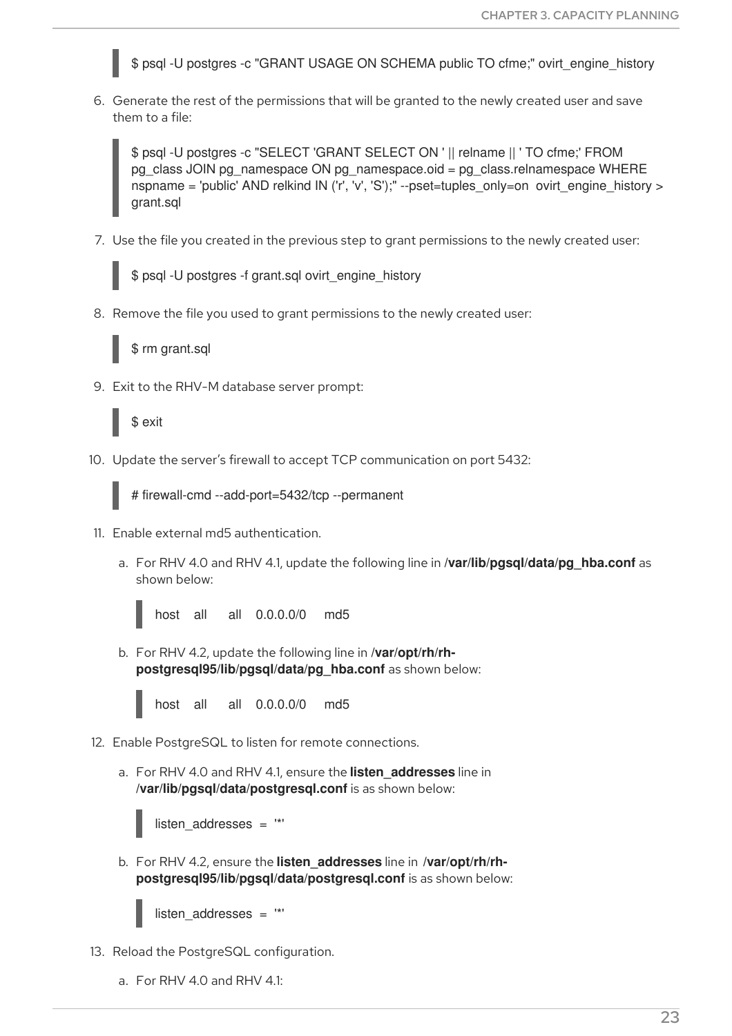```
$ psql -U postgres -c "GRANT USAGE ON SCHEMA public TO cfme;" ovirt_engine_history
```

6. Generate the rest of the permissions that will be granted to the newly created user and save them to a file:

```
$ psql -U postgres -c "SELECT 'GRANT SELECT ON ' || relname || ' TO cfme;' FROM
pg_class JOIN pg_namespace ON pg_namespace.oid = pg_class.relnamespace WHERE
nspname = 'public' AND relkind IN ('r', 'v', 'S');" --pset=tuples_only=on  ovirt_engine_history >
grant.sql
```

7. Use the file you created in the previous step to grant permissions to the newly created user:

```
$ psql -U postgres -f grant.sql ovirt_engine_history
```

8. Remove the file you used to grant permissions to the newly created user:

```
$ rm grant.sql
```

9. Exit to the RHV-M database server prompt:

```
$ exit
```

10. Update the server's firewall to accept TCP communication on port 5432:

```
# firewall-cmd --add-port=5432/tcp --permanent
```

11. Enable external md5 authentication.

    a. For RHV 4.0 and RHV 4.1, update the following line in **/var/lib/pgsql/data/pg_hba.conf** as shown below:

    ```
    host    all     all    0.0.0.0/0     md5
    ```

    b. For RHV 4.2, update the following line in **/var/opt/rh/rh-postgresql95/lib/pgsql/data/pg_hba.conf** as shown below:

    ```
    host    all     all    0.0.0.0/0     md5
    ```

12. Enable PostgreSQL to listen for remote connections.

    a. For RHV 4.0 and RHV 4.1, ensure the **listen_addresses** line in **/var/lib/pgsql/data/postgresql.conf** is as shown below:

    ```
    listen_addresses  =  '*'
    ```

    b. For RHV 4.2, ensure the **listen_addresses** line in **/var/opt/rh/rh-postgresql95/lib/pgsql/data/postgresql.conf** is as shown below:

    ```
    listen_addresses  =  '*'
    ```

13. Reload the PostgreSQL configuration.

    a. For RHV 4.0 and RHV 4.1: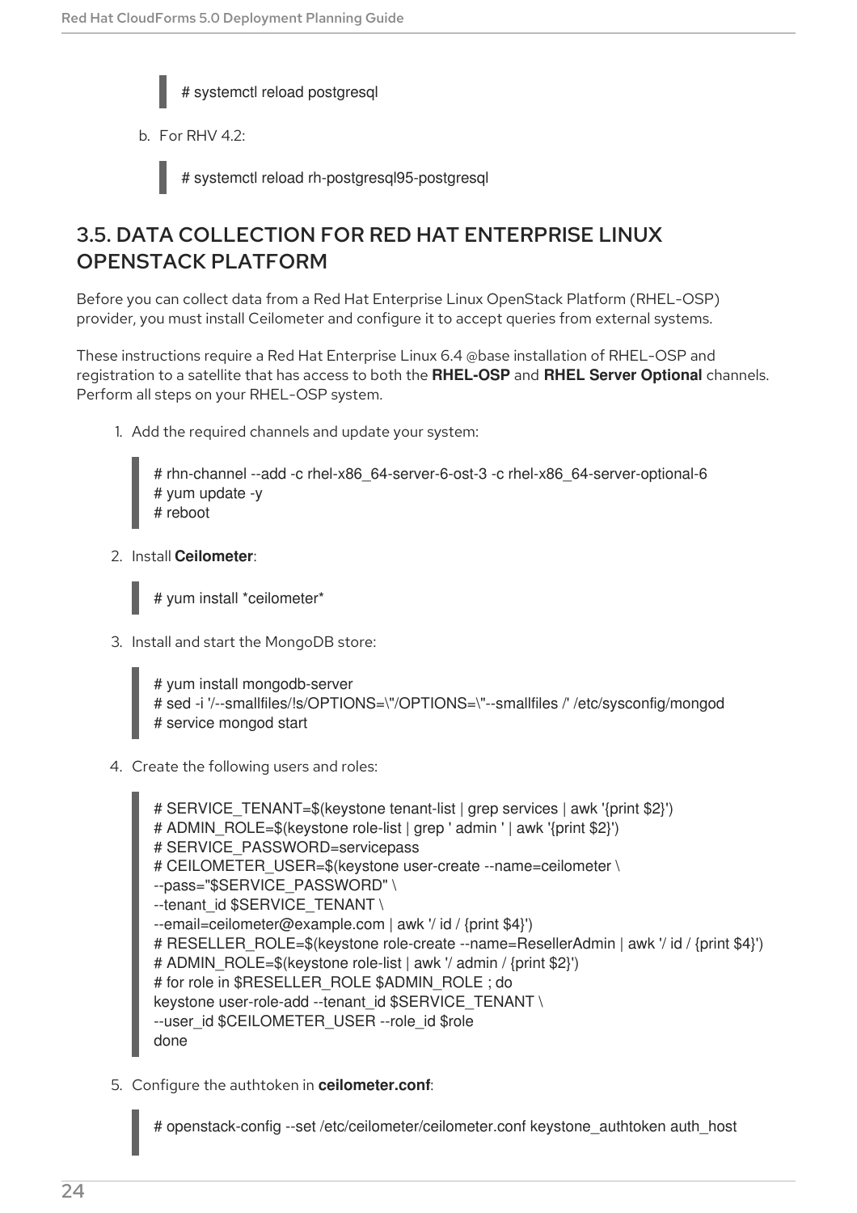```
# systemctl reload postgresql
```

b. For RHV 4.2:

```
# systemctl reload rh-postgresql95-postgresql
```

## 3.5. DATA COLLECTION FOR RED HAT ENTERPRISE LINUX OPENSTACK PLATFORM

Before you can collect data from a Red Hat Enterprise Linux OpenStack Platform (RHEL-OSP) provider, you must install Ceilometer and configure it to accept queries from external systems.

These instructions require a Red Hat Enterprise Linux 6.4 @base installation of RHEL-OSP and registration to a satellite that has access to both the **RHEL-OSP** and **RHEL Server Optional** channels. Perform all steps on your RHEL-OSP system.

1. Add the required channels and update your system:

```
# rhn-channel --add -c rhel-x86_64-server-6-ost-3 -c rhel-x86_64-server-optional-6
# yum update -y
# reboot
```

2. Install **Ceilometer**:

```
# yum install *ceilometer*
```

3. Install and start the MongoDB store:

```
# yum install mongodb-server
# sed -i '/--smallfiles/!s/OPTIONS=\"/OPTIONS=\"--smallfiles /' /etc/sysconfig/mongod
# service mongod start
```

4. Create the following users and roles:

```
# SERVICE_TENANT=$(keystone tenant-list | grep services | awk '{print $2}')
# ADMIN_ROLE=$(keystone role-list | grep ' admin ' | awk '{print $2}')
# SERVICE_PASSWORD=servicepass
# CEILOMETER_USER=$(keystone user-create --name=ceilometer \
--pass="$SERVICE_PASSWORD" \
--tenant_id $SERVICE_TENANT \
--email=ceilometer@example.com | awk '/ id / {print $4}')
# RESELLER_ROLE=$(keystone role-create --name=ResellerAdmin | awk '/ id / {print $4}')
# ADMIN_ROLE=$(keystone role-list | awk '/ admin / {print $2}')
# for role in $RESELLER_ROLE $ADMIN_ROLE ; do
keystone user-role-add --tenant_id $SERVICE_TENANT \
--user_id $CEILOMETER_USER --role_id $role
done
```

5. Configure the authtoken in **ceilometer.conf**:

```
# openstack-config --set /etc/ceilometer/ceilometer.conf keystone_authtoken auth_host
```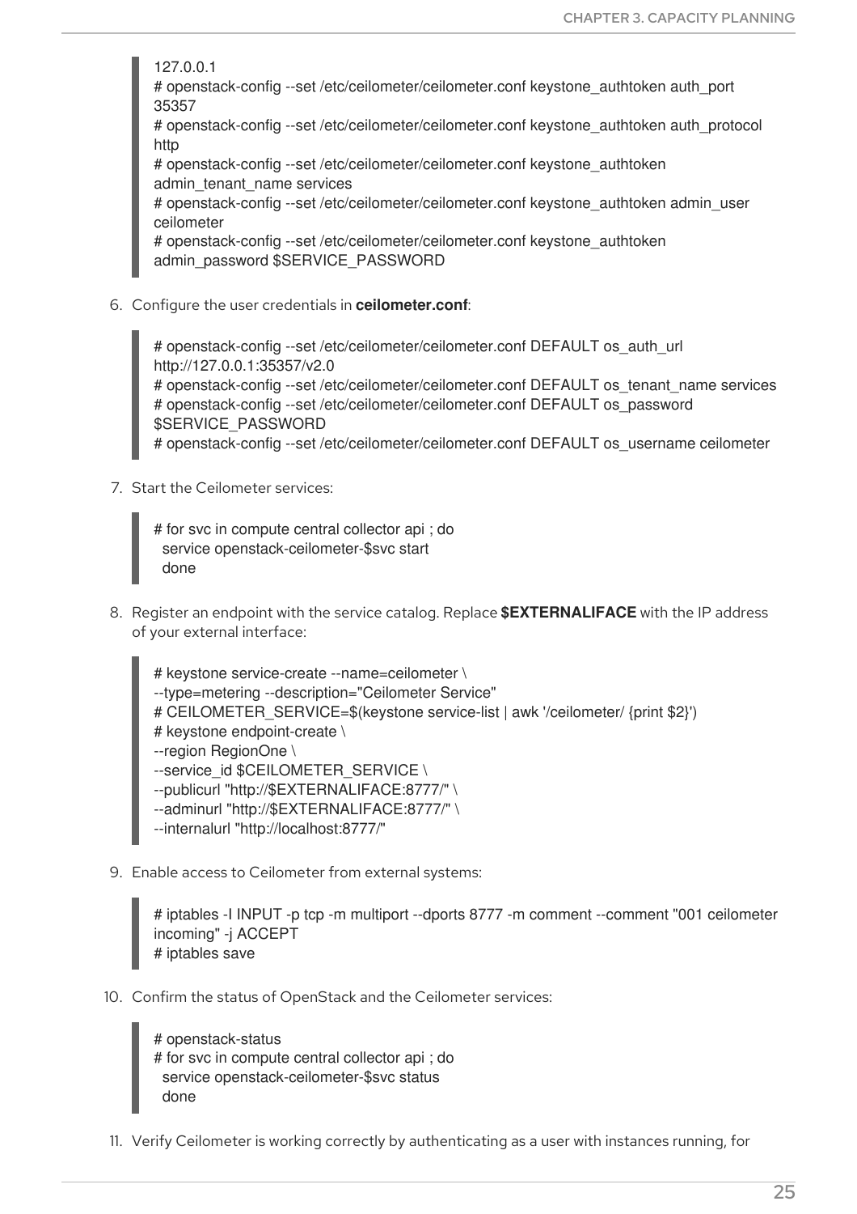```
127.0.0.1
# openstack-config --set /etc/ceilometer/ceilometer.conf keystone_authtoken auth_port
35357
# openstack-config --set /etc/ceilometer/ceilometer.conf keystone_authtoken auth_protocol
http
# openstack-config --set /etc/ceilometer/ceilometer.conf keystone_authtoken
admin_tenant_name services
# openstack-config --set /etc/ceilometer/ceilometer.conf keystone_authtoken admin_user
ceilometer
# openstack-config --set /etc/ceilometer/ceilometer.conf keystone_authtoken
admin_password $SERVICE_PASSWORD
```

6. Configure the user credentials in **ceilometer.conf**:

```
# openstack-config --set /etc/ceilometer/ceilometer.conf DEFAULT os_auth_url
http://127.0.0.1:35357/v2.0
# openstack-config --set /etc/ceilometer/ceilometer.conf DEFAULT os_tenant_name services
# openstack-config --set /etc/ceilometer/ceilometer.conf DEFAULT os_password
$SERVICE_PASSWORD
# openstack-config --set /etc/ceilometer/ceilometer.conf DEFAULT os_username ceilometer
```

7. Start the Ceilometer services:

```
# for svc in compute central collector api ; do
  service openstack-ceilometer-$svc start
  done
```

8. Register an endpoint with the service catalog. Replace **$EXTERNALIFACE** with the IP address of your external interface:

```
# keystone service-create --name=ceilometer \
--type=metering --description="Ceilometer Service"
# CEILOMETER_SERVICE=$(keystone service-list | awk '/ceilometer/ {print $2}')
# keystone endpoint-create \
--region RegionOne \
--service_id $CEILOMETER_SERVICE \
--publicurl "http://$EXTERNALIFACE:8777/" \
--adminurl "http://$EXTERNALIFACE:8777/" \
--internalurl "http://localhost:8777/"
```

9. Enable access to Ceilometer from external systems:

```
# iptables -I INPUT -p tcp -m multiport --dports 8777 -m comment --comment "001 ceilometer
incoming" -j ACCEPT
# iptables save
```

10. Confirm the status of OpenStack and the Ceilometer services:

```
# openstack-status
# for svc in compute central collector api ; do
  service openstack-ceilometer-$svc status
  done
```

11. Verify Ceilometer is working correctly by authenticating as a user with instances running, for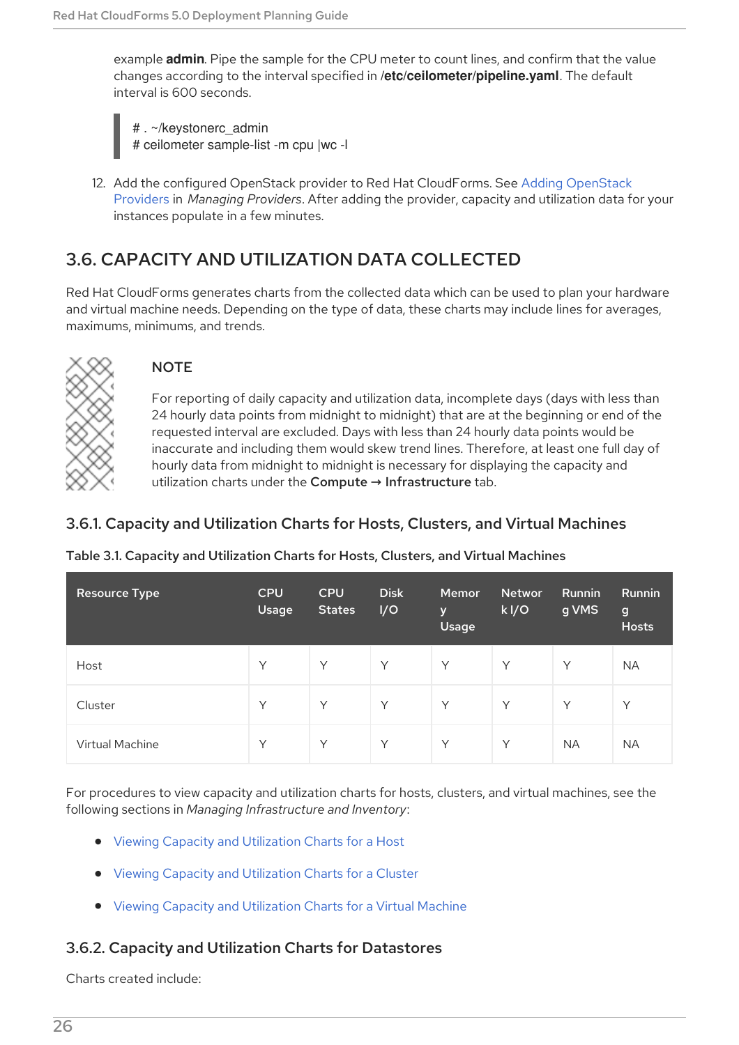example **admin**. Pipe the sample for the CPU meter to count lines, and confirm that the value changes according to the interval specified in **/etc/ceilometer/pipeline.yaml**. The default interval is 600 seconds.

```
# . ~/keystonerc_admin
# ceilometer sample-list -m cpu |wc -l
```

12. Add the configured OpenStack provider to Red Hat CloudForms. See Adding OpenStack Providers in *Managing Providers*. After adding the provider, capacity and utilization data for your instances populate in a few minutes.

## 3.6. CAPACITY AND UTILIZATION DATA COLLECTED

Red Hat CloudForms generates charts from the collected data which can be used to plan your hardware and virtual machine needs. Depending on the type of data, these charts may include lines for averages, maximums, minimums, and trends.

> **NOTE**
>
> For reporting of daily capacity and utilization data, incomplete days (days with less than 24 hourly data points from midnight to midnight) that are at the beginning or end of the requested interval are excluded. Days with less than 24 hourly data points would be inaccurate and including them would skew trend lines. Therefore, at least one full day of hourly data from midnight to midnight is necessary for displaying the capacity and utilization charts under the **Compute → Infrastructure** tab.

### 3.6.1. Capacity and Utilization Charts for Hosts, Clusters, and Virtual Machines

**Table 3.1. Capacity and Utilization Charts for Hosts, Clusters, and Virtual Machines**

| Resource Type | CPU Usage | CPU States | Disk I/O | Memory Usage | Network I/O | Running VMS | Running Hosts |
|---|---|---|---|---|---|---|---|
| Host | Y | Y | Y | Y | Y | Y | NA |
| Cluster | Y | Y | Y | Y | Y | Y | Y |
| Virtual Machine | Y | Y | Y | Y | Y | NA | NA |

For procedures to view capacity and utilization charts for hosts, clusters, and virtual machines, see the following sections in *Managing Infrastructure and Inventory*:

- Viewing Capacity and Utilization Charts for a Host
- Viewing Capacity and Utilization Charts for a Cluster
- Viewing Capacity and Utilization Charts for a Virtual Machine

### 3.6.2. Capacity and Utilization Charts for Datastores

Charts created include: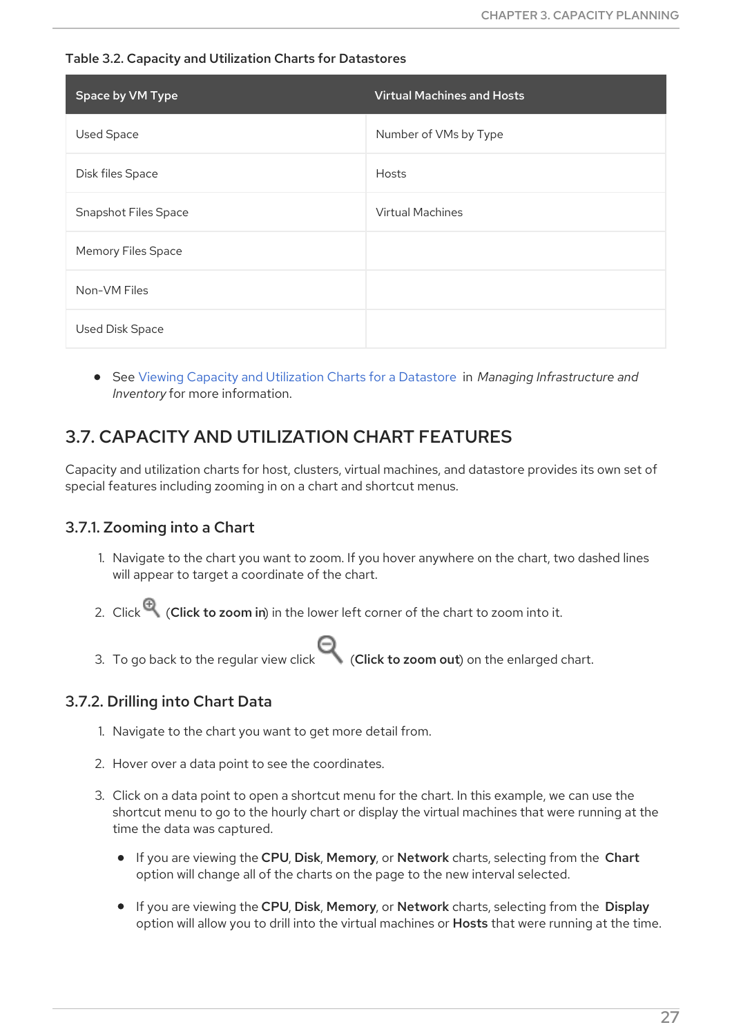Table 3.2. Capacity and Utilization Charts for Datastores

| Space by VM Type | Virtual Machines and Hosts |
| --- | --- |
| Used Space | Number of VMs by Type |
| Disk files Space | Hosts |
| Snapshot Files Space | Virtual Machines |
| Memory Files Space | |
| Non-VM Files | |
| Used Disk Space | |

- See Viewing Capacity and Utilization Charts for a Datastore in *Managing Infrastructure and Inventory* for more information.

## 3.7. CAPACITY AND UTILIZATION CHART FEATURES

Capacity and utilization charts for host, clusters, virtual machines, and datastore provides its own set of special features including zooming in on a chart and shortcut menus.

### 3.7.1. Zooming into a Chart

1. Navigate to the chart you want to zoom. If you hover anywhere on the chart, two dashed lines will appear to target a coordinate of the chart.
2. Click (**Click to zoom in**) in the lower left corner of the chart to zoom into it.
3. To go back to the regular view click (**Click to zoom out**) on the enlarged chart.

### 3.7.2. Drilling into Chart Data

1. Navigate to the chart you want to get more detail from.
2. Hover over a data point to see the coordinates.
3. Click on a data point to open a shortcut menu for the chart. In this example, we can use the shortcut menu to go to the hourly chart or display the virtual machines that were running at the time the data was captured.
   - If you are viewing the **CPU**, **Disk**, **Memory**, or **Network** charts, selecting from the **Chart** option will change all of the charts on the page to the new interval selected.
   - If you are viewing the **CPU**, **Disk**, **Memory**, or **Network** charts, selecting from the **Display** option will allow you to drill into the virtual machines or **Hosts** that were running at the time.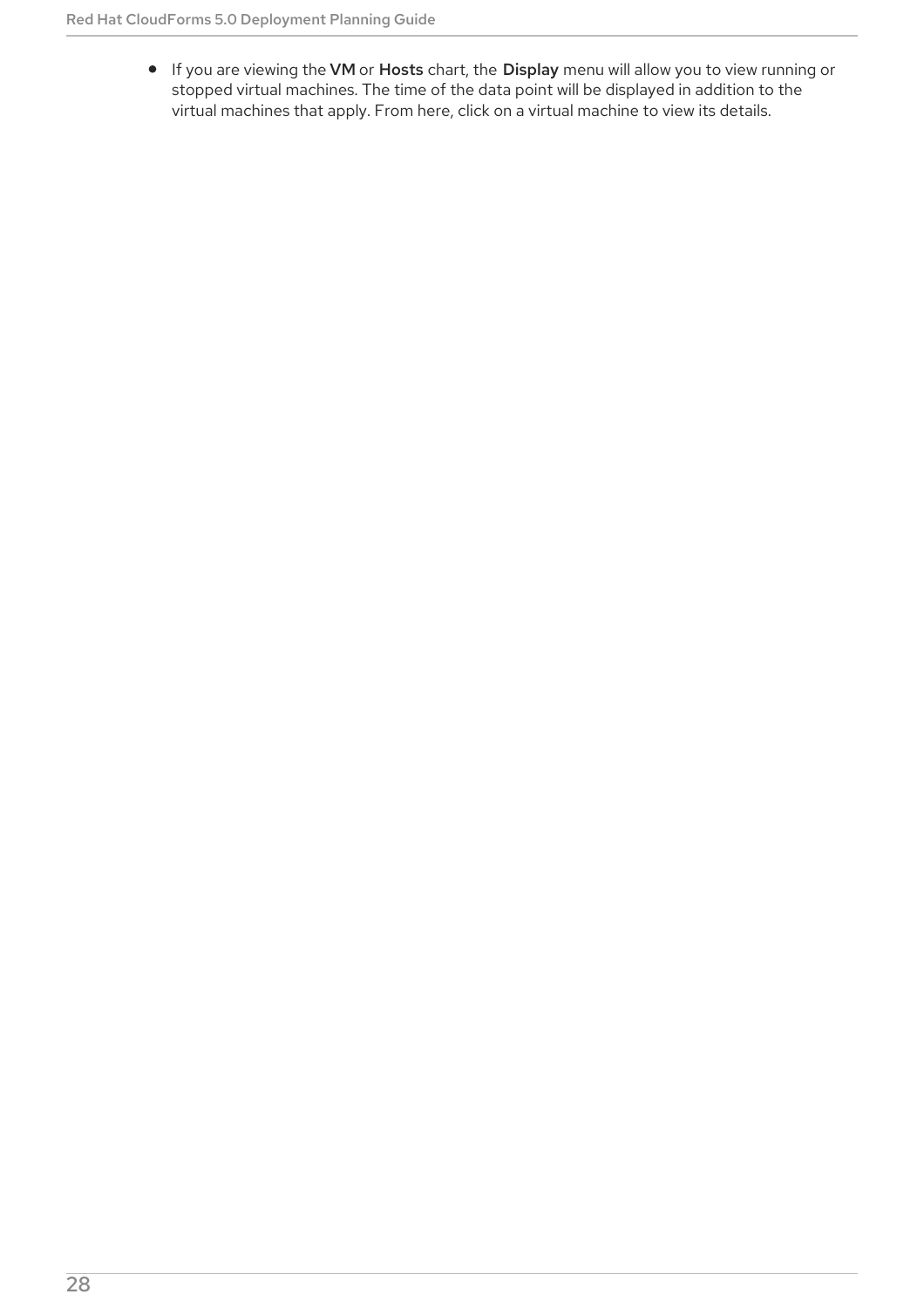- If you are viewing the **VM** or **Hosts** chart, the **Display** menu will allow you to view running or stopped virtual machines. The time of the data point will be displayed in addition to the virtual machines that apply. From here, click on a virtual machine to view its details.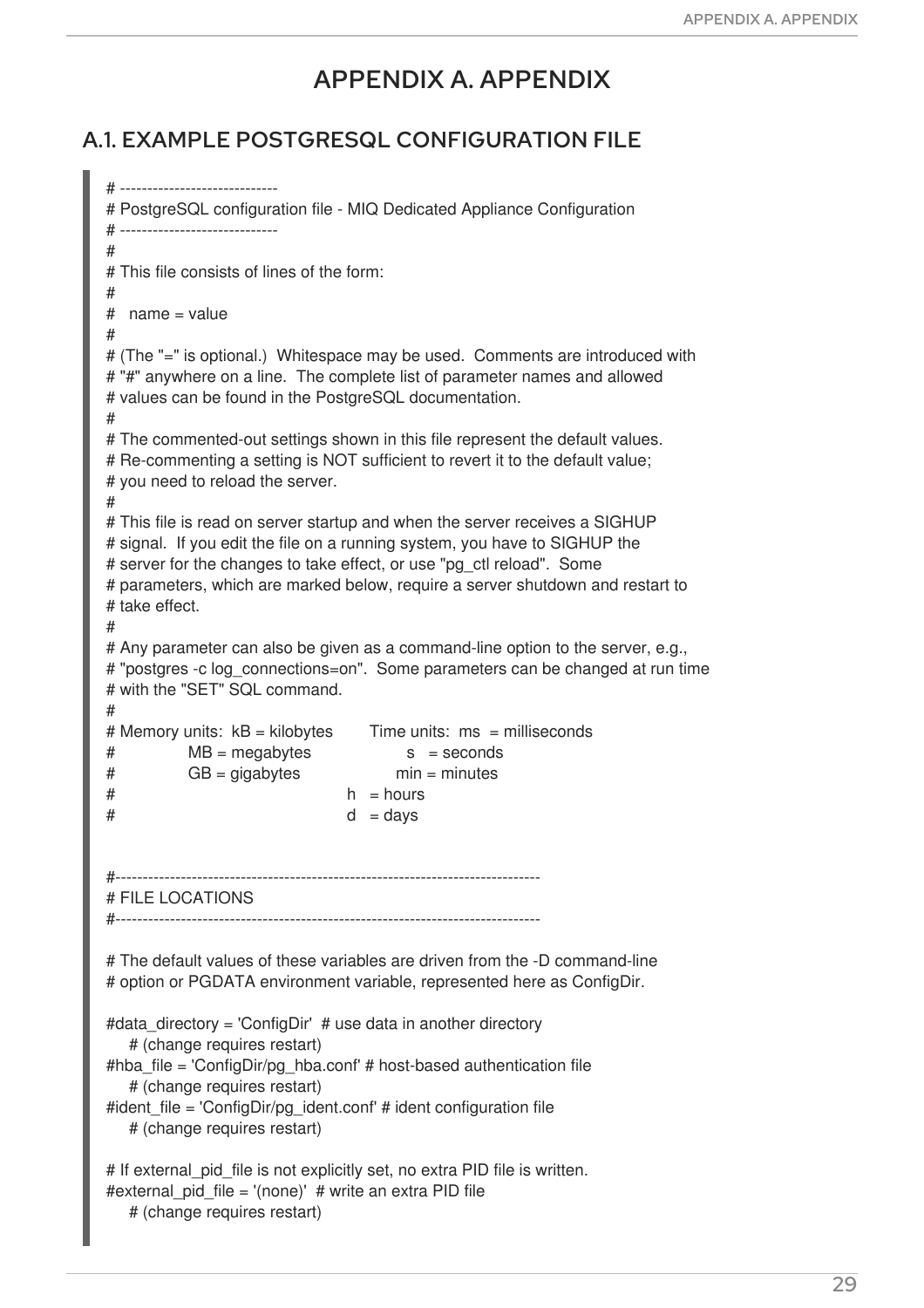# APPENDIX A. APPENDIX

## A.1. EXAMPLE POSTGRESQL CONFIGURATION FILE

```
# -----------------------------
# PostgreSQL configuration file - MIQ Dedicated Appliance Configuration
# -----------------------------
#
# This file consists of lines of the form:
#
#   name = value
#
# (The "=" is optional.)  Whitespace may be used.  Comments are introduced with
# "#" anywhere on a line.  The complete list of parameter names and allowed
# values can be found in the PostgreSQL documentation.
#
# The commented-out settings shown in this file represent the default values.
# Re-commenting a setting is NOT sufficient to revert it to the default value;
# you need to reload the server.
#
# This file is read on server startup and when the server receives a SIGHUP
# signal.  If you edit the file on a running system, you have to SIGHUP the
# server for the changes to take effect, or use "pg_ctl reload".  Some
# parameters, which are marked below, require a server shutdown and restart to
# take effect.
#
# Any parameter can also be given as a command-line option to the server, e.g.,
# "postgres -c log_connections=on".  Some parameters can be changed at run time
# with the "SET" SQL command.
#
# Memory units:  kB = kilobytes        Time units:  ms  = milliseconds
#                MB = megabytes                     s   = seconds
#                GB = gigabytes                     min = minutes
#                                                   h   = hours
#                                                   d   = days


#------------------------------------------------------------------------------
# FILE LOCATIONS
#------------------------------------------------------------------------------

# The default values of these variables are driven from the -D command-line
# option or PGDATA environment variable, represented here as ConfigDir.

#data_directory = 'ConfigDir'  # use data in another directory
    # (change requires restart)
#hba_file = 'ConfigDir/pg_hba.conf' # host-based authentication file
    # (change requires restart)
#ident_file = 'ConfigDir/pg_ident.conf' # ident configuration file
    # (change requires restart)

# If external_pid_file is not explicitly set, no extra PID file is written.
#external_pid_file = '(none)'  # write an extra PID file
    # (change requires restart)
```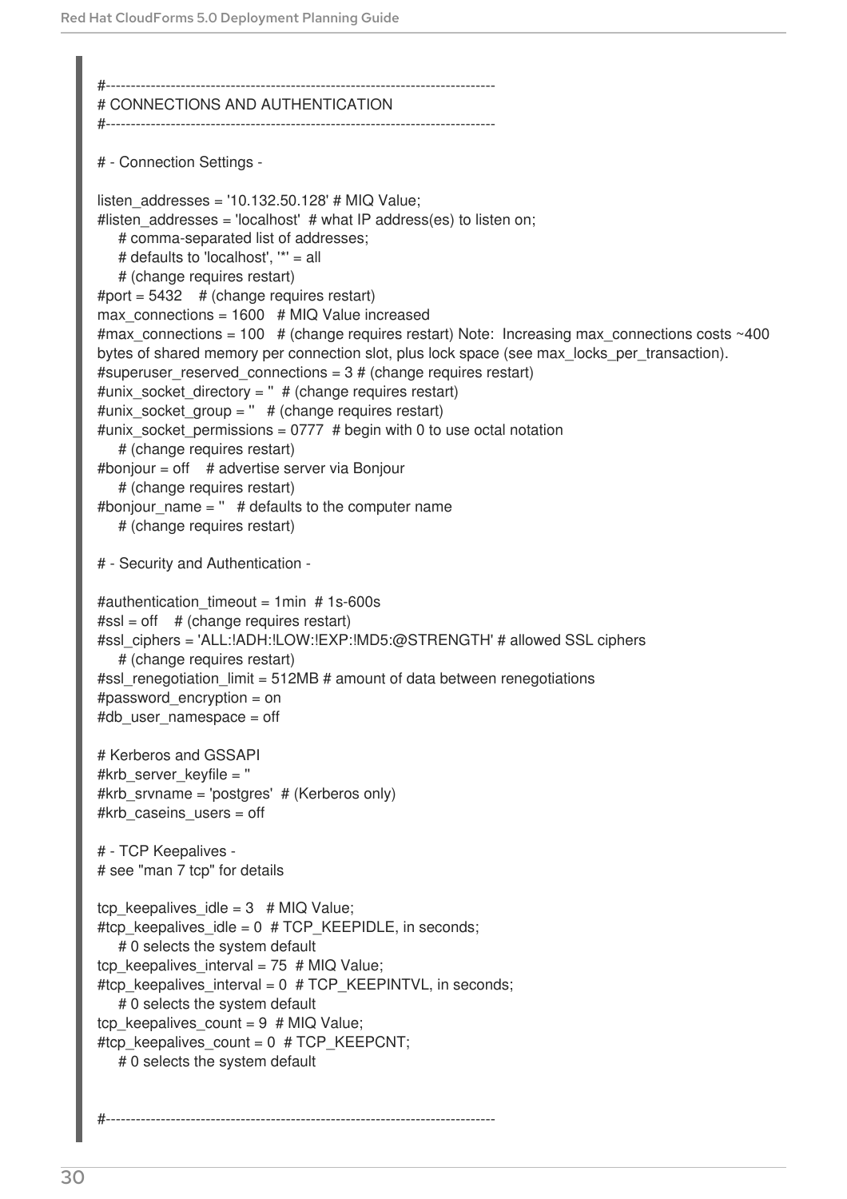```
#------------------------------------------------------------------------------
# CONNECTIONS AND AUTHENTICATION
#------------------------------------------------------------------------------

# - Connection Settings -

listen_addresses = '10.132.50.128' # MIQ Value;
#listen_addresses = 'localhost'  # what IP address(es) to listen on;
    # comma-separated list of addresses;
    # defaults to 'localhost', '*' = all
    # (change requires restart)
#port = 5432    # (change requires restart)
max_connections = 1600   # MIQ Value increased
#max_connections = 100   # (change requires restart) Note:  Increasing max_connections costs ~400
bytes of shared memory per connection slot, plus lock space (see max_locks_per_transaction).
#superuser_reserved_connections = 3 # (change requires restart)
#unix_socket_directory = ''  # (change requires restart)
#unix_socket_group = ''   # (change requires restart)
#unix_socket_permissions = 0777  # begin with 0 to use octal notation
    # (change requires restart)
#bonjour = off    # advertise server via Bonjour
    # (change requires restart)
#bonjour_name = ''   # defaults to the computer name
    # (change requires restart)

# - Security and Authentication -

#authentication_timeout = 1min  # 1s-600s
#ssl = off    # (change requires restart)
#ssl_ciphers = 'ALL:!ADH:!LOW:!EXP:!MD5:@STRENGTH' # allowed SSL ciphers
    # (change requires restart)
#ssl_renegotiation_limit = 512MB # amount of data between renegotiations
#password_encryption = on
#db_user_namespace = off

# Kerberos and GSSAPI
#krb_server_keyfile = ''
#krb_srvname = 'postgres'  # (Kerberos only)
#krb_caseins_users = off

# - TCP Keepalives -
# see "man 7 tcp" for details

tcp_keepalives_idle = 3   # MIQ Value;
#tcp_keepalives_idle = 0  # TCP_KEEPIDLE, in seconds;
    # 0 selects the system default
tcp_keepalives_interval = 75  # MIQ Value;
#tcp_keepalives_interval = 0  # TCP_KEEPINTVL, in seconds;
    # 0 selects the system default
tcp_keepalives_count = 9  # MIQ Value;
#tcp_keepalives_count = 0  # TCP_KEEPCNT;
    # 0 selects the system default


#------------------------------------------------------------------------------
```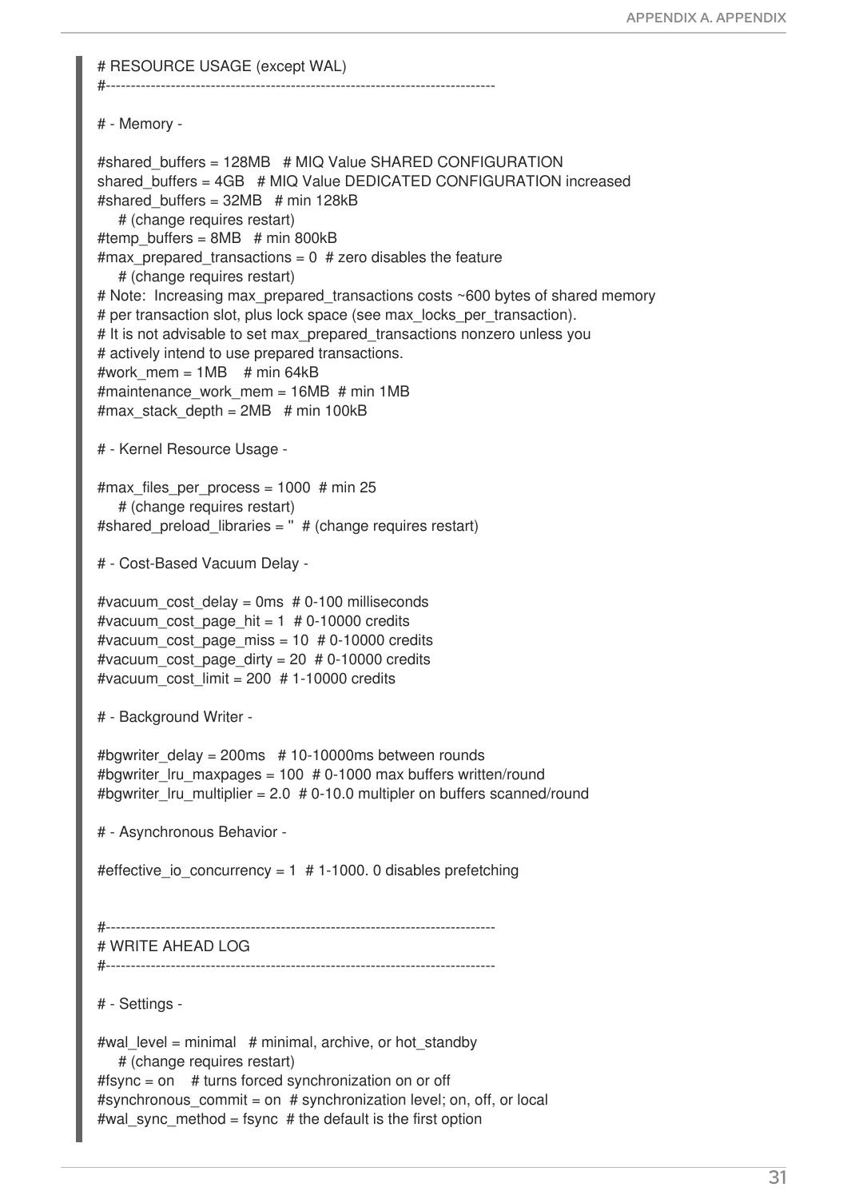```
# RESOURCE USAGE (except WAL)
#------------------------------------------------------------------------------

# - Memory -

#shared_buffers = 128MB   # MIQ Value SHARED CONFIGURATION
shared_buffers = 4GB   # MIQ Value DEDICATED CONFIGURATION increased
#shared_buffers = 32MB   # min 128kB
    # (change requires restart)
#temp_buffers = 8MB   # min 800kB
#max_prepared_transactions = 0  # zero disables the feature
    # (change requires restart)
# Note:  Increasing max_prepared_transactions costs ~600 bytes of shared memory
# per transaction slot, plus lock space (see max_locks_per_transaction).
# It is not advisable to set max_prepared_transactions nonzero unless you
# actively intend to use prepared transactions.
#work_mem = 1MB    # min 64kB
#maintenance_work_mem = 16MB  # min 1MB
#max_stack_depth = 2MB   # min 100kB

# - Kernel Resource Usage -

#max_files_per_process = 1000  # min 25
    # (change requires restart)
#shared_preload_libraries = ''  # (change requires restart)

# - Cost-Based Vacuum Delay -

#vacuum_cost_delay = 0ms  # 0-100 milliseconds
#vacuum_cost_page_hit = 1  # 0-10000 credits
#vacuum_cost_page_miss = 10  # 0-10000 credits
#vacuum_cost_page_dirty = 20  # 0-10000 credits
#vacuum_cost_limit = 200  # 1-10000 credits

# - Background Writer -

#bgwriter_delay = 200ms   # 10-10000ms between rounds
#bgwriter_lru_maxpages = 100  # 0-1000 max buffers written/round
#bgwriter_lru_multiplier = 2.0  # 0-10.0 multipler on buffers scanned/round

# - Asynchronous Behavior -

#effective_io_concurrency = 1  # 1-1000. 0 disables prefetching


#------------------------------------------------------------------------------
# WRITE AHEAD LOG
#------------------------------------------------------------------------------

# - Settings -

#wal_level = minimal   # minimal, archive, or hot_standby
    # (change requires restart)
#fsync = on    # turns forced synchronization on or off
#synchronous_commit = on  # synchronization level; on, off, or local
#wal_sync_method = fsync  # the default is the first option
```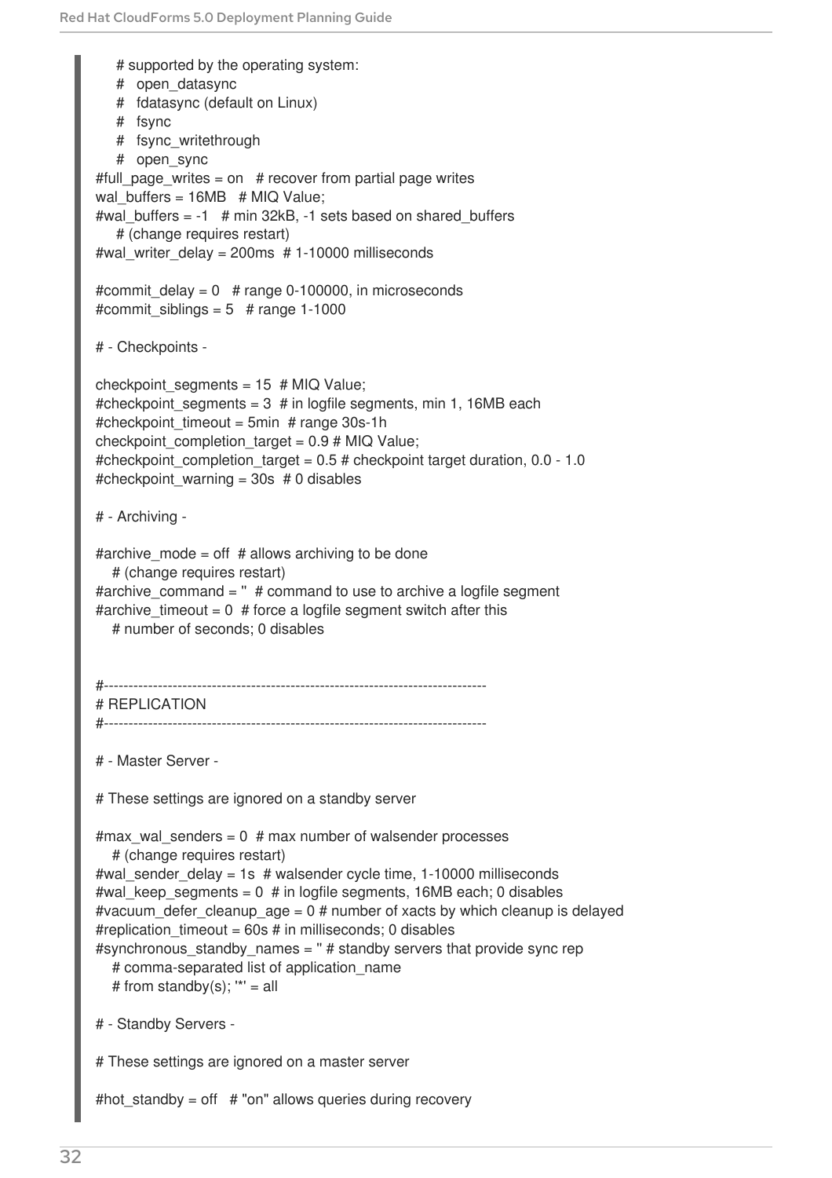```
    # supported by the operating system:
    #   open_datasync
    #   fdatasync (default on Linux)
    #   fsync
    #   fsync_writethrough
    #   open_sync
#full_page_writes = on   # recover from partial page writes
wal_buffers = 16MB   # MIQ Value;
#wal_buffers = -1   # min 32kB, -1 sets based on shared_buffers
    # (change requires restart)
#wal_writer_delay = 200ms  # 1-10000 milliseconds

#commit_delay = 0   # range 0-100000, in microseconds
#commit_siblings = 5   # range 1-1000

# - Checkpoints -

checkpoint_segments = 15  # MIQ Value;
#checkpoint_segments = 3  # in logfile segments, min 1, 16MB each
#checkpoint_timeout = 5min  # range 30s-1h
checkpoint_completion_target = 0.9 # MIQ Value;
#checkpoint_completion_target = 0.5 # checkpoint target duration, 0.0 - 1.0
#checkpoint_warning = 30s  # 0 disables

# - Archiving -

#archive_mode = off  # allows archiving to be done
   # (change requires restart)
#archive_command = ''  # command to use to archive a logfile segment
#archive_timeout = 0  # force a logfile segment switch after this
   # number of seconds; 0 disables


#------------------------------------------------------------------------------
# REPLICATION
#------------------------------------------------------------------------------

# - Master Server -

# These settings are ignored on a standby server

#max_wal_senders = 0  # max number of walsender processes
   # (change requires restart)
#wal_sender_delay = 1s  # walsender cycle time, 1-10000 milliseconds
#wal_keep_segments = 0  # in logfile segments, 16MB each; 0 disables
#vacuum_defer_cleanup_age = 0 # number of xacts by which cleanup is delayed
#replication_timeout = 60s # in milliseconds; 0 disables
#synchronous_standby_names = '' # standby servers that provide sync rep
   # comma-separated list of application_name
   # from standby(s); '*' = all

# - Standby Servers -

# These settings are ignored on a master server

#hot_standby = off   # "on" allows queries during recovery
```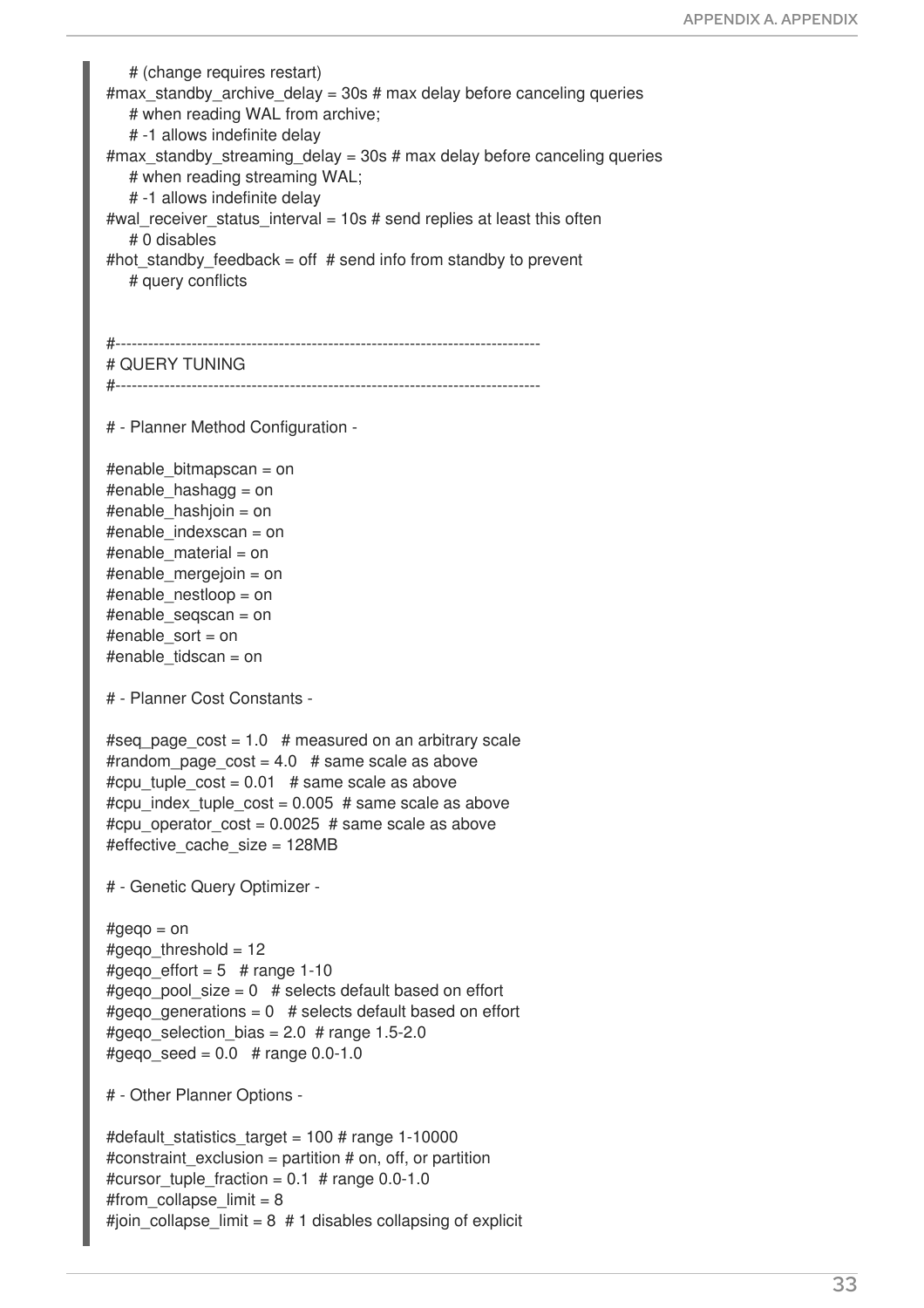```
                                        # (change requires restart)
#max_standby_archive_delay = 30s        # max delay before canceling queries
                                        # when reading WAL from archive;
                                        # -1 allows indefinite delay
#max_standby_streaming_delay = 30s      # max delay before canceling queries
                                        # when reading streaming WAL;
                                        # -1 allows indefinite delay
#wal_receiver_status_interval = 10s     # send replies at least this often
                                        # 0 disables
#hot_standby_feedback = off             # send info from standby to prevent
                                        # query conflicts


#------------------------------------------------------------------------------
# QUERY TUNING
#------------------------------------------------------------------------------

# - Planner Method Configuration -

#enable_bitmapscan = on
#enable_hashagg = on
#enable_hashjoin = on
#enable_indexscan = on
#enable_material = on
#enable_mergejoin = on
#enable_nestloop = on
#enable_seqscan = on
#enable_sort = on
#enable_tidscan = on

# - Planner Cost Constants -

#seq_page_cost = 1.0                    # measured on an arbitrary scale
#random_page_cost = 4.0                 # same scale as above
#cpu_tuple_cost = 0.01                  # same scale as above
#cpu_index_tuple_cost = 0.005           # same scale as above
#cpu_operator_cost = 0.0025             # same scale as above
#effective_cache_size = 128MB

# - Genetic Query Optimizer -

#geqo = on
#geqo_threshold = 12
#geqo_effort = 5                        # range 1-10
#geqo_pool_size = 0                     # selects default based on effort
#geqo_generations = 0                   # selects default based on effort
#geqo_selection_bias = 2.0              # range 1.5-2.0
#geqo_seed = 0.0                        # range 0.0-1.0

# - Other Planner Options -

#default_statistics_target = 100        # range 1-10000
#constraint_exclusion = partition       # on, off, or partition
#cursor_tuple_fraction = 0.1            # range 0.0-1.0
#from_collapse_limit = 8
#join_collapse_limit = 8                # 1 disables collapsing of explicit
```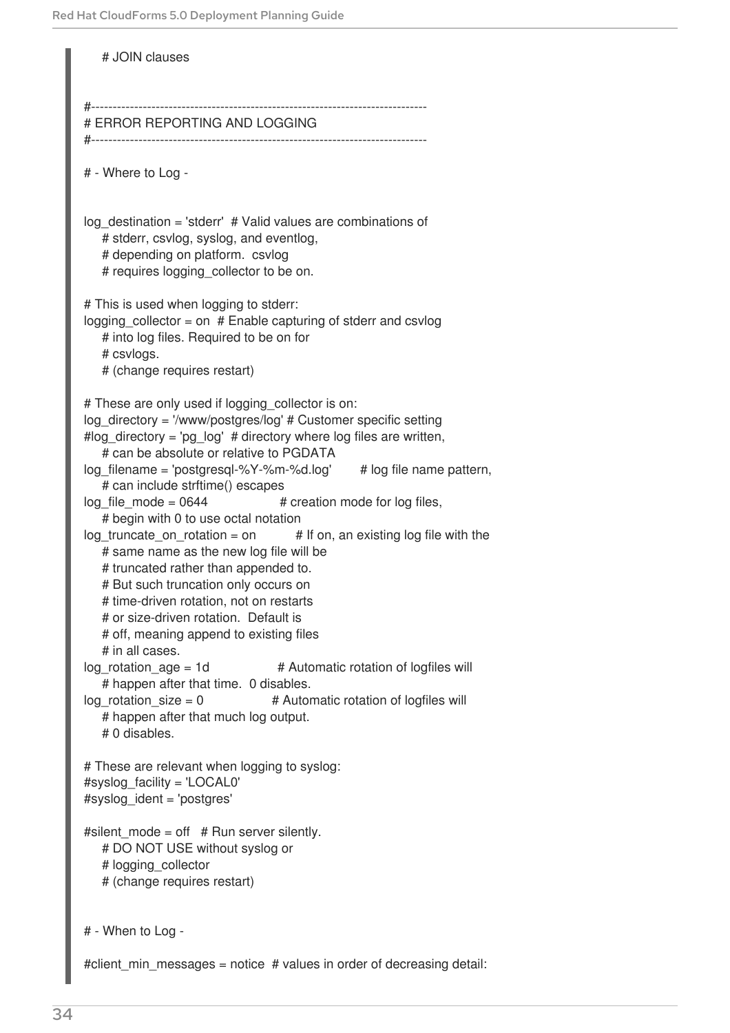```
    # JOIN clauses


#------------------------------------------------------------------------------
# ERROR REPORTING AND LOGGING
#------------------------------------------------------------------------------

# - Where to Log -


log_destination = 'stderr'  # Valid values are combinations of
    # stderr, csvlog, syslog, and eventlog,
    # depending on platform.  csvlog
    # requires logging_collector to be on.

# This is used when logging to stderr:
logging_collector = on  # Enable capturing of stderr and csvlog
    # into log files. Required to be on for
    # csvlogs.
    # (change requires restart)

# These are only used if logging_collector is on:
log_directory = '/www/postgres/log' # Customer specific setting
#log_directory = 'pg_log'  # directory where log files are written,
    # can be absolute or relative to PGDATA
log_filename = 'postgresql-%Y-%m-%d.log'        # log file name pattern,
    # can include strftime() escapes
log_file_mode = 0644                # creation mode for log files,
    # begin with 0 to use octal notation
log_truncate_on_rotation = on           # If on, an existing log file with the
    # same name as the new log file will be
    # truncated rather than appended to.
    # But such truncation only occurs on
    # time-driven rotation, not on restarts
    # or size-driven rotation.  Default is
    # off, meaning append to existing files
    # in all cases.
log_rotation_age = 1d               # Automatic rotation of logfiles will
    # happen after that time.  0 disables.
log_rotation_size = 0               # Automatic rotation of logfiles will
    # happen after that much log output.
    # 0 disables.

# These are relevant when logging to syslog:
#syslog_facility = 'LOCAL0'
#syslog_ident = 'postgres'

#silent_mode = off   # Run server silently.
    # DO NOT USE without syslog or
    # logging_collector
    # (change requires restart)


# - When to Log -

#client_min_messages = notice  # values in order of decreasing detail:
```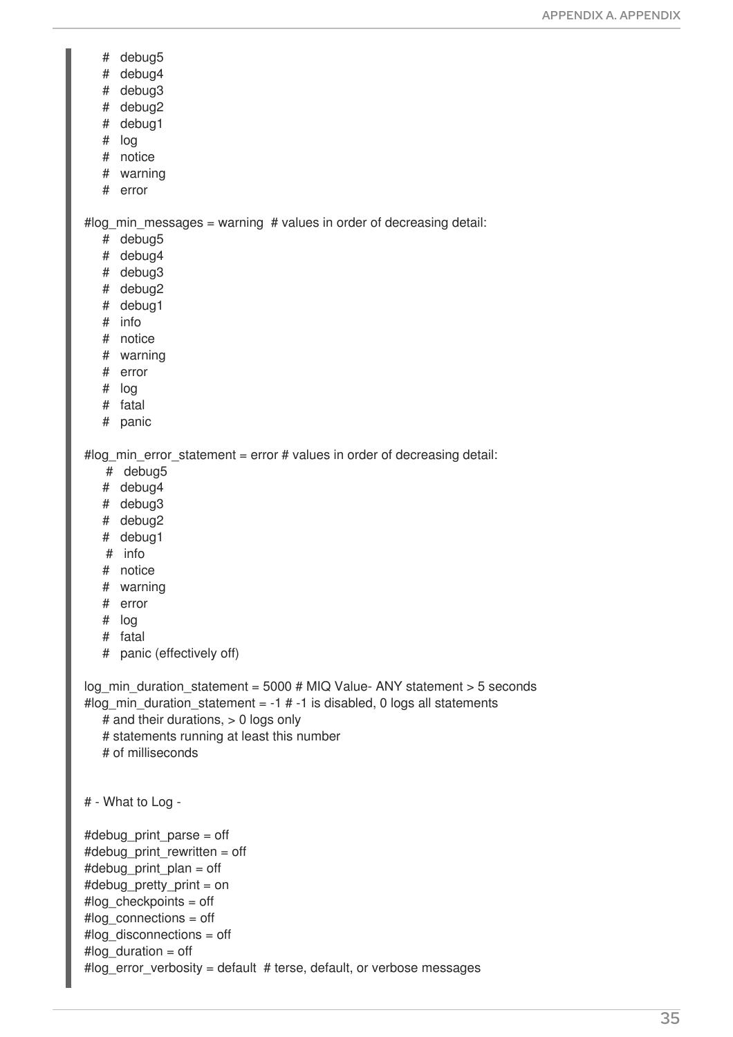```
    #   debug5
    #   debug4
    #   debug3
    #   debug2
    #   debug1
    #   log
    #   notice
    #   warning
    #   error

#log_min_messages = warning  # values in order of decreasing detail:
    #   debug5
    #   debug4
    #   debug3
    #   debug2
    #   debug1
    #   info
    #   notice
    #   warning
    #   error
    #   log
    #   fatal
    #   panic

#log_min_error_statement = error # values in order of decreasing detail:
     #   debug5
    #   debug4
    #   debug3
    #   debug2
    #   debug1
     #   info
    #   notice
    #   warning
    #   error
    #   log
    #   fatal
    #   panic (effectively off)

log_min_duration_statement = 5000 # MIQ Value- ANY statement > 5 seconds
#log_min_duration_statement = -1 # -1 is disabled, 0 logs all statements
    # and their durations, > 0 logs only
    # statements running at least this number
    # of milliseconds


# - What to Log -

#debug_print_parse = off
#debug_print_rewritten = off
#debug_print_plan = off
#debug_pretty_print = on
#log_checkpoints = off
#log_connections = off
#log_disconnections = off
#log_duration = off
#log_error_verbosity = default  # terse, default, or verbose messages
```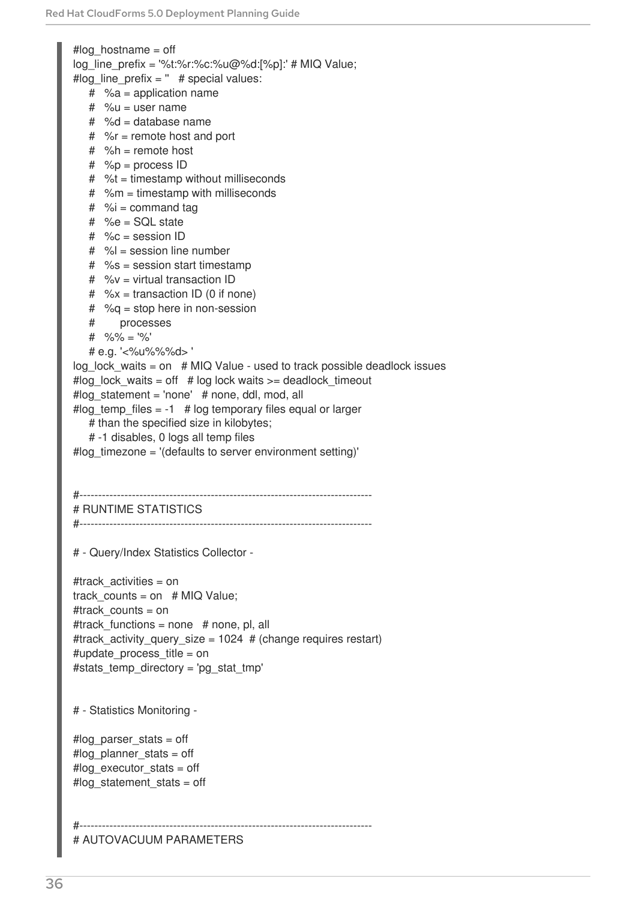```
#log_hostname = off
log_line_prefix = '%t:%r:%c:%u@%d:[%p]:' # MIQ Value;
#log_line_prefix = ''   # special values:
    #   %a = application name
    #   %u = user name
    #   %d = database name
    #   %r = remote host and port
    #   %h = remote host
    #   %p = process ID
    #   %t = timestamp without milliseconds
    #   %m = timestamp with milliseconds
    #   %i = command tag
    #   %e = SQL state
    #   %c = session ID
    #   %l = session line number
    #   %s = session start timestamp
    #   %v = virtual transaction ID
    #   %x = transaction ID (0 if none)
    #   %q = stop here in non-session
    #        processes
    #   %% = '%'
    # e.g. '<%u%%%d> '
log_lock_waits = on   # MIQ Value - used to track possible deadlock issues
#log_lock_waits = off   # log lock waits >= deadlock_timeout
#log_statement = 'none'   # none, ddl, mod, all
#log_temp_files = -1   # log temporary files equal or larger
    # than the specified size in kilobytes;
    # -1 disables, 0 logs all temp files
#log_timezone = '(defaults to server environment setting)'


#------------------------------------------------------------------------------
# RUNTIME STATISTICS
#------------------------------------------------------------------------------

# - Query/Index Statistics Collector -

#track_activities = on
track_counts = on   # MIQ Value;
#track_counts = on
#track_functions = none   # none, pl, all
#track_activity_query_size = 1024  # (change requires restart)
#update_process_title = on
#stats_temp_directory = 'pg_stat_tmp'


# - Statistics Monitoring -

#log_parser_stats = off
#log_planner_stats = off
#log_executor_stats = off
#log_statement_stats = off


#------------------------------------------------------------------------------
# AUTOVACUUM PARAMETERS
```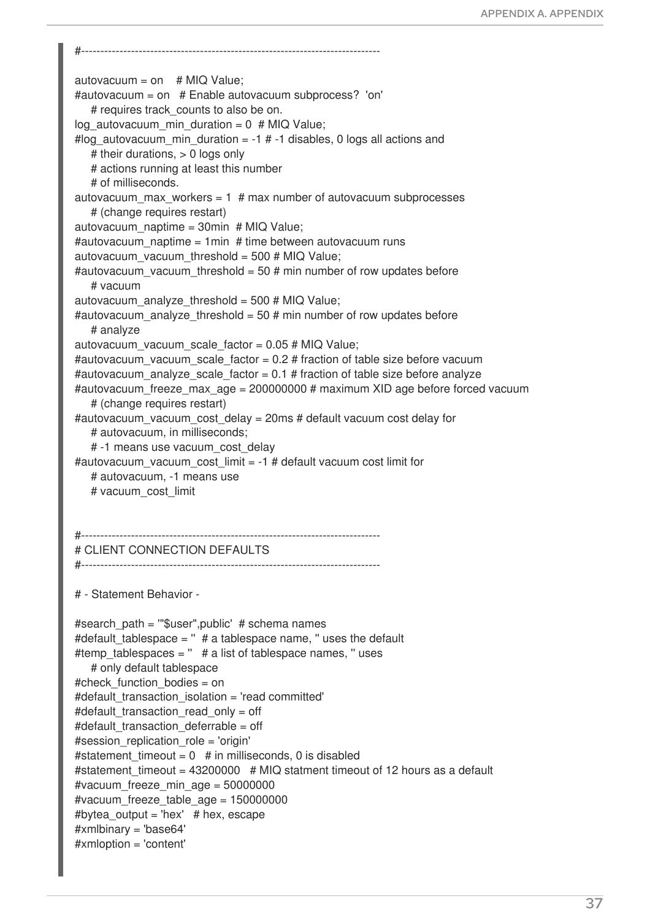```
#------------------------------------------------------------------------------

autovacuum = on    # MIQ Value;
#autovacuum = on   # Enable autovacuum subprocess?  'on'
    # requires track_counts to also be on.
log_autovacuum_min_duration = 0  # MIQ Value;
#log_autovacuum_min_duration = -1 # -1 disables, 0 logs all actions and
    # their durations, > 0 logs only
    # actions running at least this number
    # of milliseconds.
autovacuum_max_workers = 1  # max number of autovacuum subprocesses
    # (change requires restart)
autovacuum_naptime = 30min  # MIQ Value;
#autovacuum_naptime = 1min  # time between autovacuum runs
autovacuum_vacuum_threshold = 500 # MIQ Value;
#autovacuum_vacuum_threshold = 50 # min number of row updates before
    # vacuum
autovacuum_analyze_threshold = 500 # MIQ Value;
#autovacuum_analyze_threshold = 50 # min number of row updates before
    # analyze
autovacuum_vacuum_scale_factor = 0.05 # MIQ Value;
#autovacuum_vacuum_scale_factor = 0.2 # fraction of table size before vacuum
#autovacuum_analyze_scale_factor = 0.1 # fraction of table size before analyze
#autovacuum_freeze_max_age = 200000000 # maximum XID age before forced vacuum
    # (change requires restart)
#autovacuum_vacuum_cost_delay = 20ms # default vacuum cost delay for
    # autovacuum, in milliseconds;
    # -1 means use vacuum_cost_delay
#autovacuum_vacuum_cost_limit = -1 # default vacuum cost limit for
    # autovacuum, -1 means use
    # vacuum_cost_limit


#------------------------------------------------------------------------------
# CLIENT CONNECTION DEFAULTS
#------------------------------------------------------------------------------

# - Statement Behavior -

#search_path = '"$user",public'  # schema names
#default_tablespace = ''  # a tablespace name, '' uses the default
#temp_tablespaces = ''   # a list of tablespace names, '' uses
    # only default tablespace
#check_function_bodies = on
#default_transaction_isolation = 'read committed'
#default_transaction_read_only = off
#default_transaction_deferrable = off
#session_replication_role = 'origin'
#statement_timeout = 0   # in milliseconds, 0 is disabled
#statement_timeout = 43200000   # MIQ statment timeout of 12 hours as a default
#vacuum_freeze_min_age = 50000000
#vacuum_freeze_table_age = 150000000
#bytea_output = 'hex'   # hex, escape
#xmlbinary = 'base64'
#xmloption = 'content'
```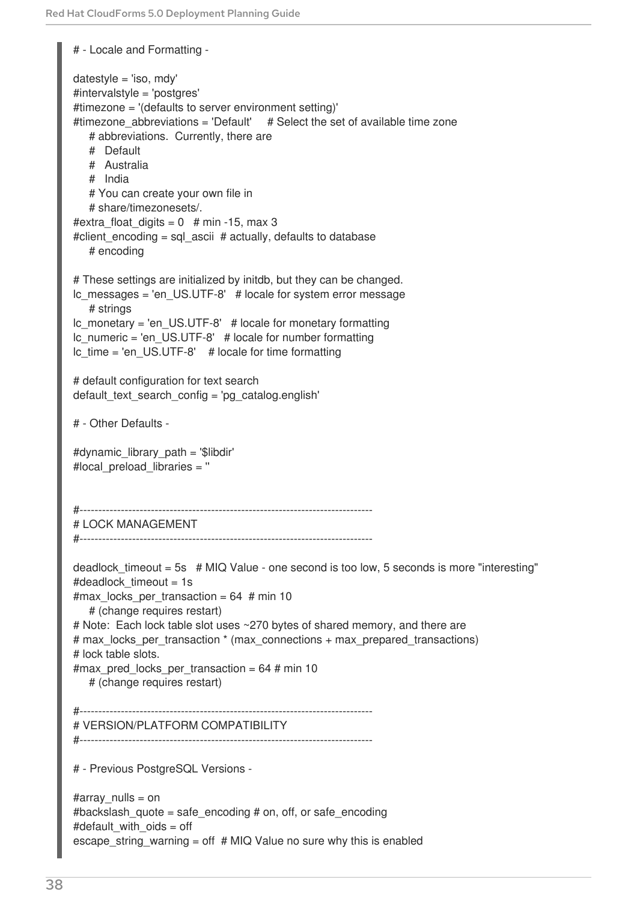```
# - Locale and Formatting -

datestyle = 'iso, mdy'
#intervalstyle = 'postgres'
#timezone = '(defaults to server environment setting)'
#timezone_abbreviations = 'Default'     # Select the set of available time zone
    # abbreviations.  Currently, there are
    #   Default
    #   Australia
    #   India
    # You can create your own file in
    # share/timezonesets/.
#extra_float_digits = 0   # min -15, max 3
#client_encoding = sql_ascii  # actually, defaults to database
    # encoding

# These settings are initialized by initdb, but they can be changed.
lc_messages = 'en_US.UTF-8'   # locale for system error message
    # strings
lc_monetary = 'en_US.UTF-8'   # locale for monetary formatting
lc_numeric = 'en_US.UTF-8'   # locale for number formatting
lc_time = 'en_US.UTF-8'    # locale for time formatting

# default configuration for text search
default_text_search_config = 'pg_catalog.english'

# - Other Defaults -

#dynamic_library_path = '$libdir'
#local_preload_libraries = ''


#------------------------------------------------------------------------------
# LOCK MANAGEMENT
#------------------------------------------------------------------------------

deadlock_timeout = 5s   # MIQ Value - one second is too low, 5 seconds is more "interesting"
#deadlock_timeout = 1s
#max_locks_per_transaction = 64  # min 10
    # (change requires restart)
# Note:  Each lock table slot uses ~270 bytes of shared memory, and there are
# max_locks_per_transaction * (max_connections + max_prepared_transactions)
# lock table slots.
#max_pred_locks_per_transaction = 64 # min 10
    # (change requires restart)

#------------------------------------------------------------------------------
# VERSION/PLATFORM COMPATIBILITY
#------------------------------------------------------------------------------

# - Previous PostgreSQL Versions -

#array_nulls = on
#backslash_quote = safe_encoding # on, off, or safe_encoding
#default_with_oids = off
escape_string_warning = off  # MIQ Value no sure why this is enabled
```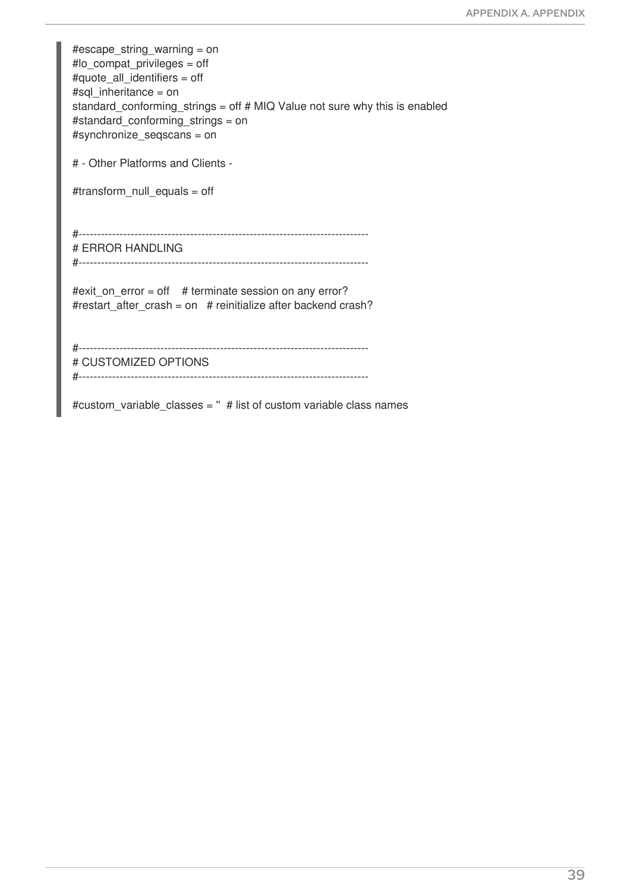```
#escape_string_warning = on
#lo_compat_privileges = off
#quote_all_identifiers = off
#sql_inheritance = on
standard_conforming_strings = off # MIQ Value not sure why this is enabled
#standard_conforming_strings = on
#synchronize_seqscans = on

# - Other Platforms and Clients -

#transform_null_equals = off


#------------------------------------------------------------------------------
# ERROR HANDLING
#------------------------------------------------------------------------------

#exit_on_error = off    # terminate session on any error?
#restart_after_crash = on   # reinitialize after backend crash?


#------------------------------------------------------------------------------
# CUSTOMIZED OPTIONS
#------------------------------------------------------------------------------

#custom_variable_classes = ''  # list of custom variable class names
```